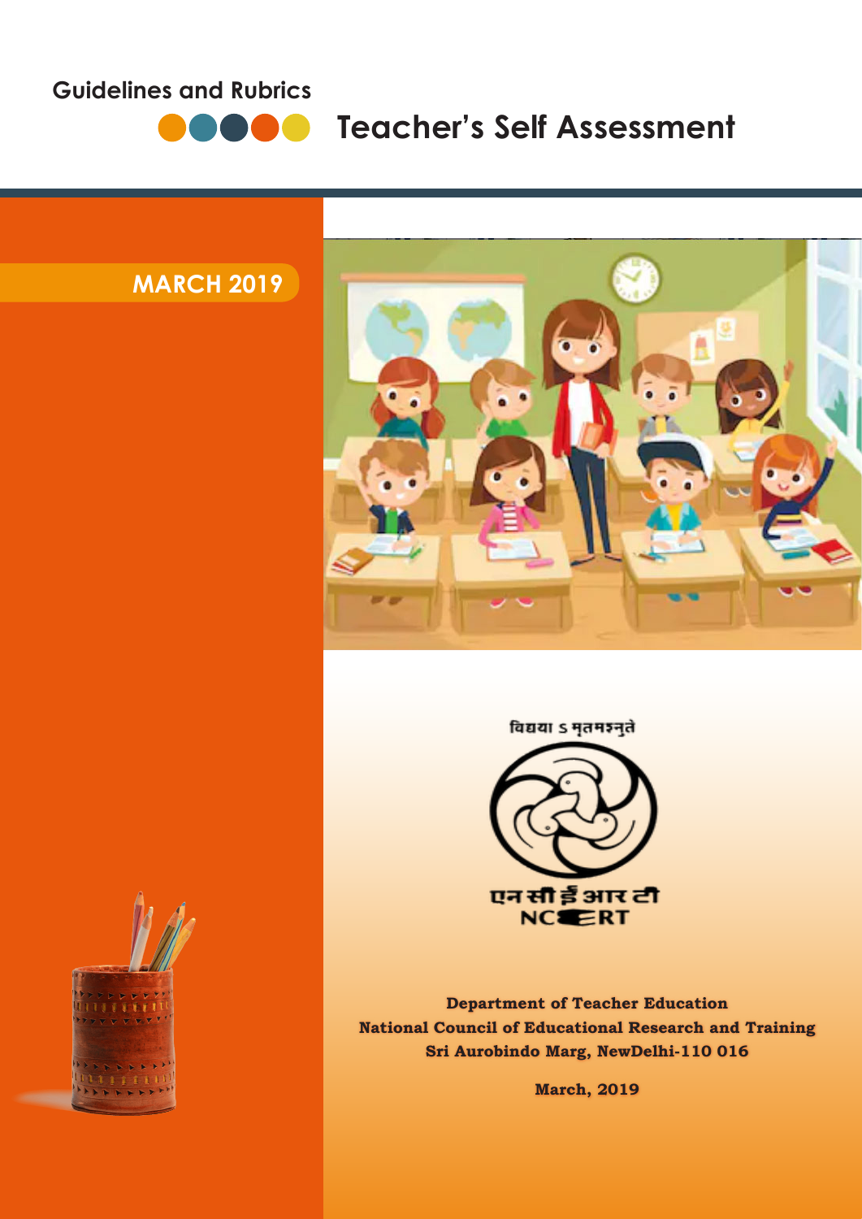Guidelines and Rubrics

# Teacher's Self Assessment

**MARCH 2019**

विद्यया ऽमृतमश्नुते

एन सी ई आर टी
NCERT

**Department of Teacher Education**
**National Council of Educational Research and Training**
**Sri Aurobindo Marg, NewDelhi-110 016**

**March, 2019**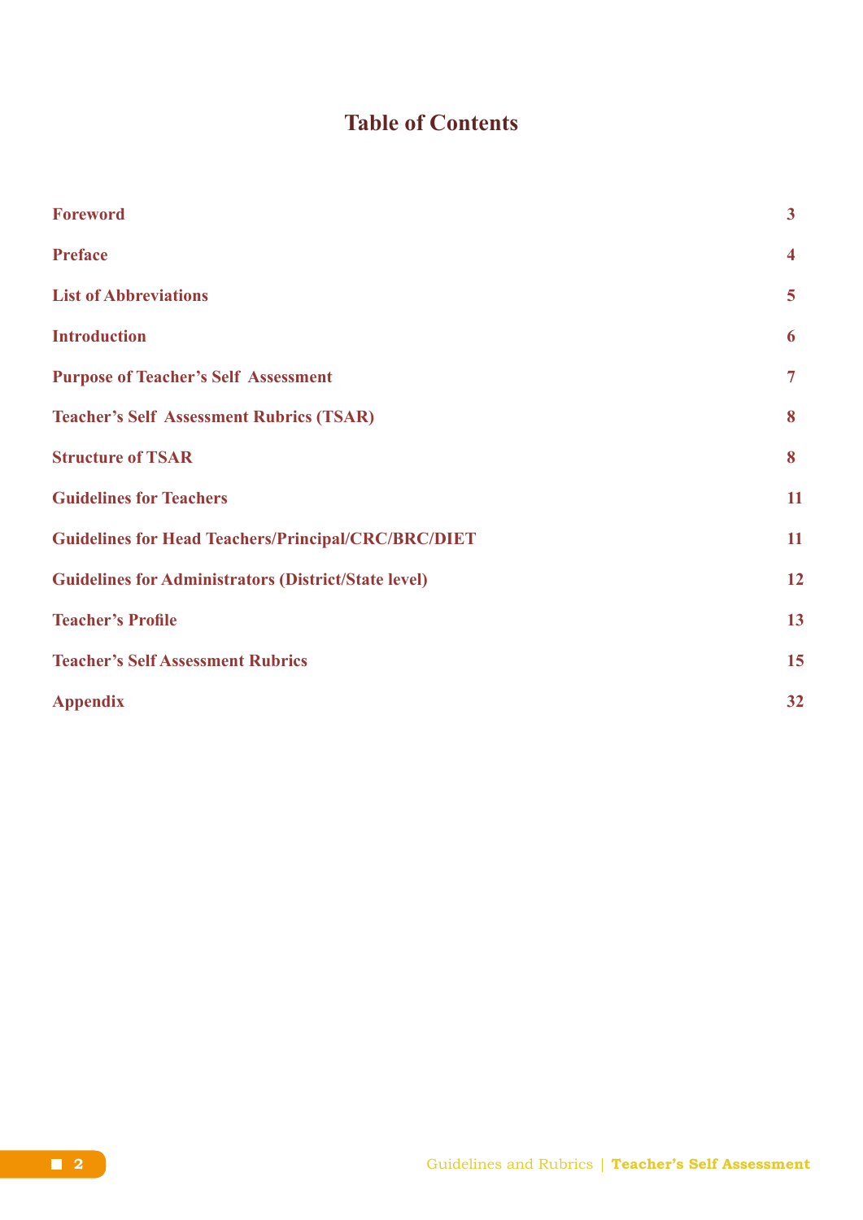# Table of Contents

| | |
|---|---|
| **Foreword** | **3** |
| **Preface** | **4** |
| **List of Abbreviations** | **5** |
| **Introduction** | **6** |
| **Purpose of Teacher's Self Assessment** | **7** |
| **Teacher's Self Assessment Rubrics (TSAR)** | **8** |
| **Structure of TSAR** | **8** |
| **Guidelines for Teachers** | **11** |
| **Guidelines for Head Teachers/Principal/CRC/BRC/DIET** | **11** |
| **Guidelines for Administrators (District/State level)** | **12** |
| **Teacher's Profile** | **13** |
| **Teacher's Self Assessment Rubrics** | **15** |
| **Appendix** | **32** |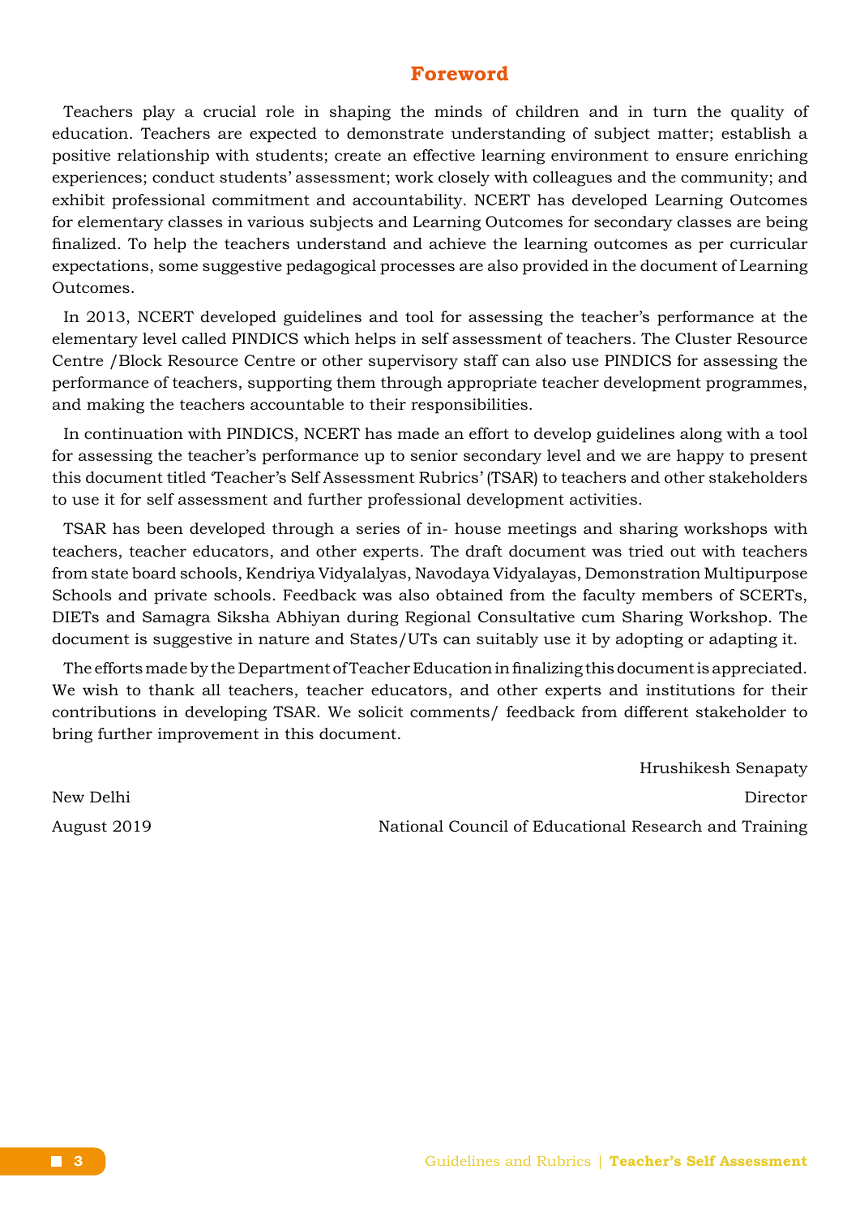# Foreword

Teachers play a crucial role in shaping the minds of children and in turn the quality of education. Teachers are expected to demonstrate understanding of subject matter; establish a positive relationship with students; create an effective learning environment to ensure enriching experiences; conduct students' assessment; work closely with colleagues and the community; and exhibit professional commitment and accountability. NCERT has developed Learning Outcomes for elementary classes in various subjects and Learning Outcomes for secondary classes are being finalized. To help the teachers understand and achieve the learning outcomes as per curricular expectations, some suggestive pedagogical processes are also provided in the document of Learning Outcomes.

In 2013, NCERT developed guidelines and tool for assessing the teacher's performance at the elementary level called PINDICS which helps in self assessment of teachers. The Cluster Resource Centre /Block Resource Centre or other supervisory staff can also use PINDICS for assessing the performance of teachers, supporting them through appropriate teacher development programmes, and making the teachers accountable to their responsibilities.

In continuation with PINDICS, NCERT has made an effort to develop guidelines along with a tool for assessing the teacher's performance up to senior secondary level and we are happy to present this document titled 'Teacher's Self Assessment Rubrics' (TSAR) to teachers and other stakeholders to use it for self assessment and further professional development activities.

TSAR has been developed through a series of in- house meetings and sharing workshops with teachers, teacher educators, and other experts. The draft document was tried out with teachers from state board schools, Kendriya Vidyalalyas, Navodaya Vidyalayas, Demonstration Multipurpose Schools and private schools. Feedback was also obtained from the faculty members of SCERTs, DIETs and Samagra Siksha Abhiyan during Regional Consultative cum Sharing Workshop. The document is suggestive in nature and States/UTs can suitably use it by adopting or adapting it.

The efforts made by the Department of Teacher Education in finalizing this document is appreciated. We wish to thank all teachers, teacher educators, and other experts and institutions for their contributions in developing TSAR. We solicit comments/ feedback from different stakeholder to bring further improvement in this document.

Hrushikesh Senapaty
Director
National Council of Educational Research and Training

New Delhi
August 2019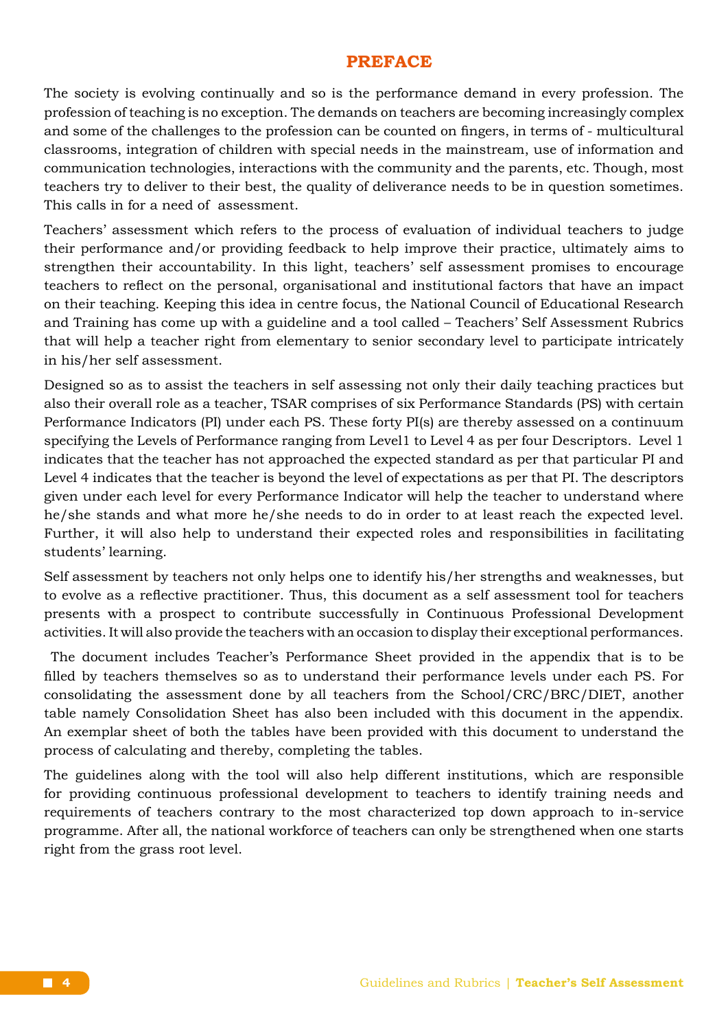# PREFACE

The society is evolving continually and so is the performance demand in every profession. The profession of teaching is no exception. The demands on teachers are becoming increasingly complex and some of the challenges to the profession can be counted on fingers, in terms of - multicultural classrooms, integration of children with special needs in the mainstream, use of information and communication technologies, interactions with the community and the parents, etc. Though, most teachers try to deliver to their best, the quality of deliverance needs to be in question sometimes. This calls in for a need of assessment.

Teachers' assessment which refers to the process of evaluation of individual teachers to judge their performance and/or providing feedback to help improve their practice, ultimately aims to strengthen their accountability. In this light, teachers' self assessment promises to encourage teachers to reflect on the personal, organisational and institutional factors that have an impact on their teaching. Keeping this idea in centre focus, the National Council of Educational Research and Training has come up with a guideline and a tool called – Teachers' Self Assessment Rubrics that will help a teacher right from elementary to senior secondary level to participate intricately in his/her self assessment.

Designed so as to assist the teachers in self assessing not only their daily teaching practices but also their overall role as a teacher, TSAR comprises of six Performance Standards (PS) with certain Performance Indicators (PI) under each PS. These forty PI(s) are thereby assessed on a continuum specifying the Levels of Performance ranging from Level1 to Level 4 as per four Descriptors. Level 1 indicates that the teacher has not approached the expected standard as per that particular PI and Level 4 indicates that the teacher is beyond the level of expectations as per that PI. The descriptors given under each level for every Performance Indicator will help the teacher to understand where he/she stands and what more he/she needs to do in order to at least reach the expected level. Further, it will also help to understand their expected roles and responsibilities in facilitating students' learning.

Self assessment by teachers not only helps one to identify his/her strengths and weaknesses, but to evolve as a reflective practitioner. Thus, this document as a self assessment tool for teachers presents with a prospect to contribute successfully in Continuous Professional Development activities. It will also provide the teachers with an occasion to display their exceptional performances.

The document includes Teacher's Performance Sheet provided in the appendix that is to be filled by teachers themselves so as to understand their performance levels under each PS. For consolidating the assessment done by all teachers from the School/CRC/BRC/DIET, another table namely Consolidation Sheet has also been included with this document in the appendix. An exemplar sheet of both the tables have been provided with this document to understand the process of calculating and thereby, completing the tables.

The guidelines along with the tool will also help different institutions, which are responsible for providing continuous professional development to teachers to identify training needs and requirements of teachers contrary to the most characterized top down approach to in-service programme. After all, the national workforce of teachers can only be strengthened when one starts right from the grass root level.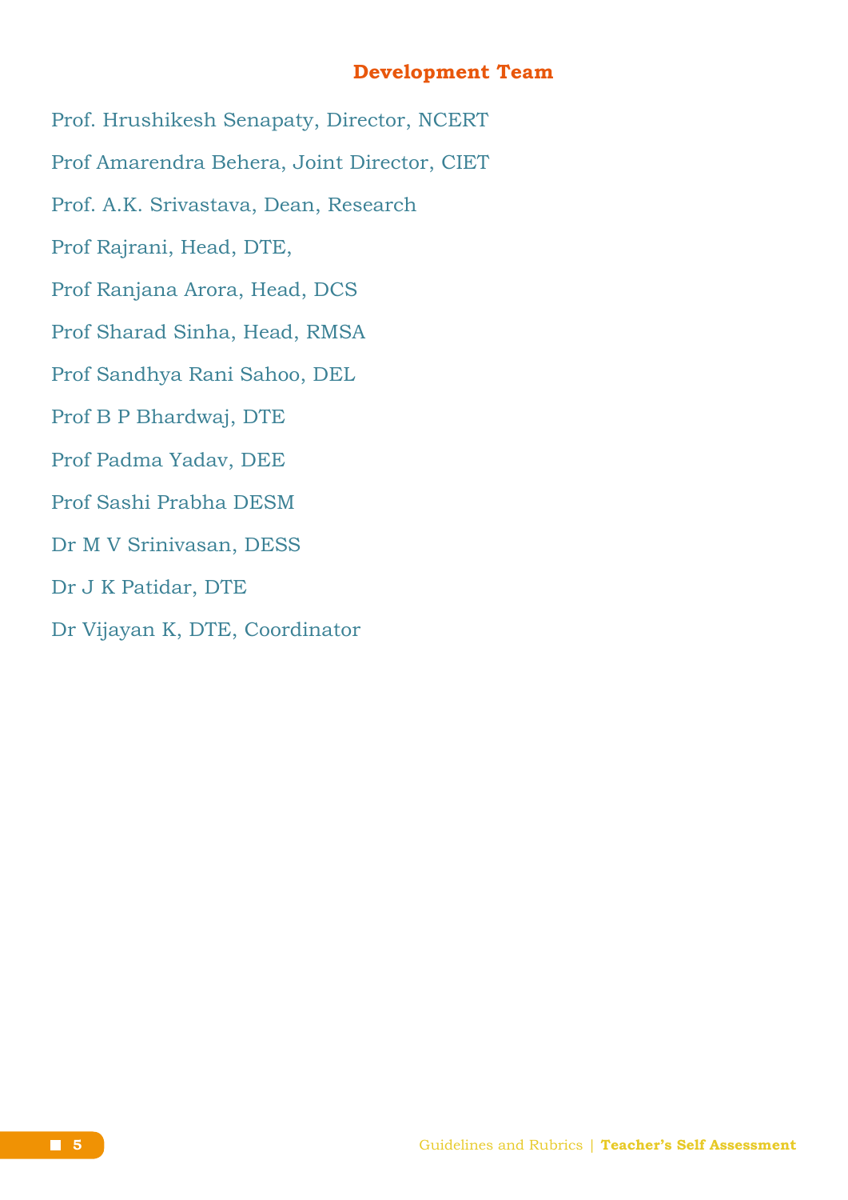## Development Team

Prof. Hrushikesh Senapaty, Director, NCERT

Prof Amarendra Behera, Joint Director, CIET

Prof. A.K. Srivastava, Dean, Research

Prof Rajrani, Head, DTE,

Prof Ranjana Arora, Head, DCS

Prof Sharad Sinha, Head, RMSA

Prof Sandhya Rani Sahoo, DEL

Prof B P Bhardwaj, DTE

Prof Padma Yadav, DEE

Prof Sashi Prabha DESM

Dr M V Srinivasan, DESS

Dr J K Patidar, DTE

Dr Vijayan K, DTE, Coordinator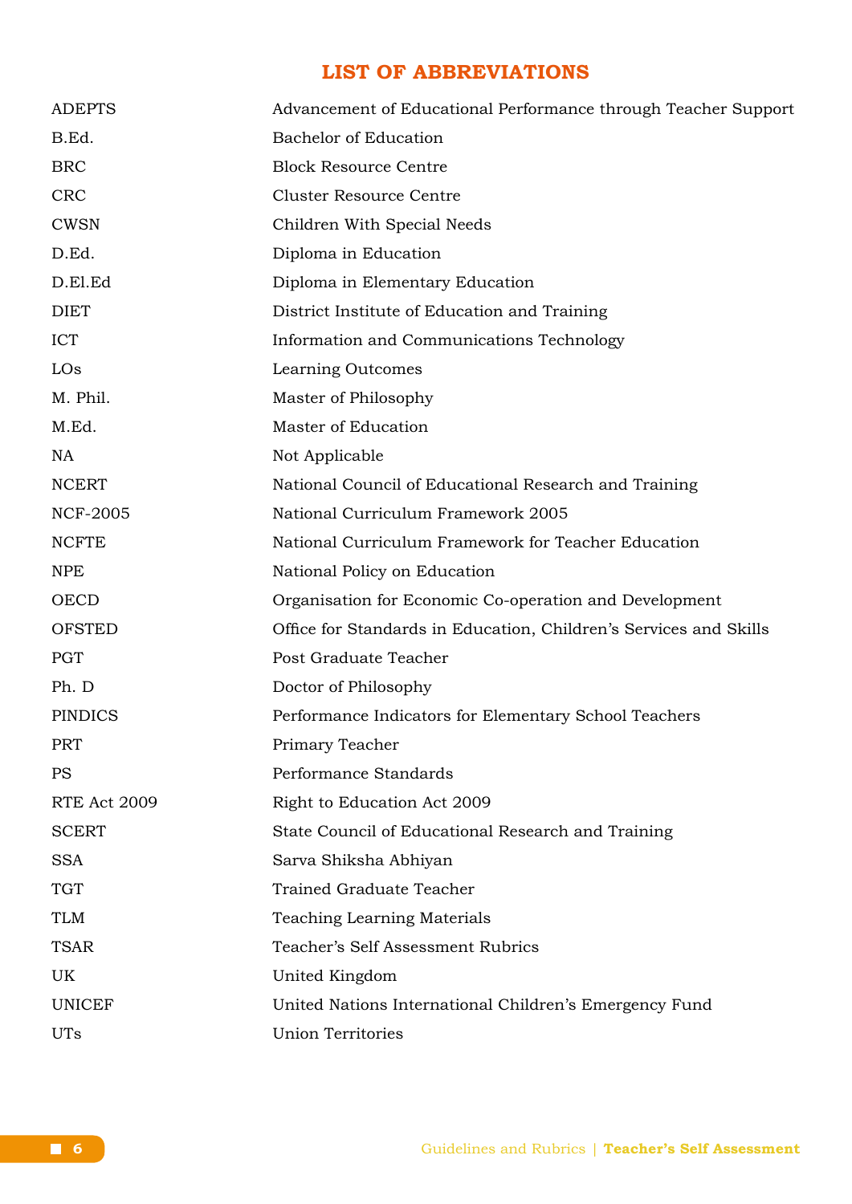# LIST OF ABBREVIATIONS

| | |
|---|---|
| ADEPTS | Advancement of Educational Performance through Teacher Support |
| B.Ed. | Bachelor of Education |
| BRC | Block Resource Centre |
| CRC | Cluster Resource Centre |
| CWSN | Children With Special Needs |
| D.Ed. | Diploma in Education |
| D.El.Ed | Diploma in Elementary Education |
| DIET | District Institute of Education and Training |
| ICT | Information and Communications Technology |
| LOs | Learning Outcomes |
| M. Phil. | Master of Philosophy |
| M.Ed. | Master of Education |
| NA | Not Applicable |
| NCERT | National Council of Educational Research and Training |
| NCF-2005 | National Curriculum Framework 2005 |
| NCFTE | National Curriculum Framework for Teacher Education |
| NPE | National Policy on Education |
| OECD | Organisation for Economic Co-operation and Development |
| OFSTED | Office for Standards in Education, Children's Services and Skills |
| PGT | Post Graduate Teacher |
| Ph. D | Doctor of Philosophy |
| PINDICS | Performance Indicators for Elementary School Teachers |
| PRT | Primary Teacher |
| PS | Performance Standards |
| RTE Act 2009 | Right to Education Act 2009 |
| SCERT | State Council of Educational Research and Training |
| SSA | Sarva Shiksha Abhiyan |
| TGT | Trained Graduate Teacher |
| TLM | Teaching Learning Materials |
| TSAR | Teacher's Self Assessment Rubrics |
| UK | United Kingdom |
| UNICEF | United Nations International Children's Emergency Fund |
| UTs | Union Territories |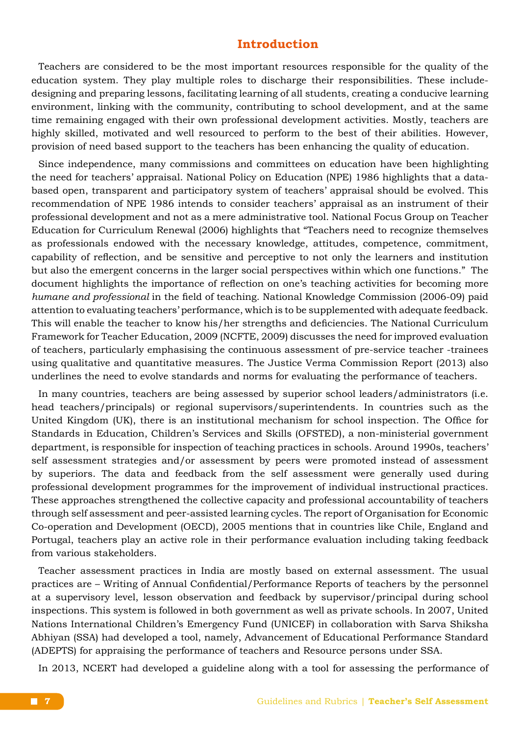# Introduction

Teachers are considered to be the most important resources responsible for the quality of the education system. They play multiple roles to discharge their responsibilities. These include-designing and preparing lessons, facilitating learning of all students, creating a conducive learning environment, linking with the community, contributing to school development, and at the same time remaining engaged with their own professional development activities. Mostly, teachers are highly skilled, motivated and well resourced to perform to the best of their abilities. However, provision of need based support to the teachers has been enhancing the quality of education.

Since independence, many commissions and committees on education have been highlighting the need for teachers' appraisal. National Policy on Education (NPE) 1986 highlights that a data-based open, transparent and participatory system of teachers' appraisal should be evolved. This recommendation of NPE 1986 intends to consider teachers' appraisal as an instrument of their professional development and not as a mere administrative tool. National Focus Group on Teacher Education for Curriculum Renewal (2006) highlights that "Teachers need to recognize themselves as professionals endowed with the necessary knowledge, attitudes, competence, commitment, capability of reflection, and be sensitive and perceptive to not only the learners and institution but also the emergent concerns in the larger social perspectives within which one functions." The document highlights the importance of reflection on one's teaching activities for becoming more *humane and professional* in the field of teaching. National Knowledge Commission (2006-09) paid attention to evaluating teachers' performance, which is to be supplemented with adequate feedback. This will enable the teacher to know his/her strengths and deficiencies. The National Curriculum Framework for Teacher Education, 2009 (NCFTE, 2009) discusses the need for improved evaluation of teachers, particularly emphasising the continuous assessment of pre-service teacher -trainees using qualitative and quantitative measures. The Justice Verma Commission Report (2013) also underlines the need to evolve standards and norms for evaluating the performance of teachers.

In many countries, teachers are being assessed by superior school leaders/administrators (i.e. head teachers/principals) or regional supervisors/superintendents. In countries such as the United Kingdom (UK), there is an institutional mechanism for school inspection. The Office for Standards in Education, Children's Services and Skills (OFSTED), a non-ministerial government department, is responsible for inspection of teaching practices in schools. Around 1990s, teachers' self assessment strategies and/or assessment by peers were promoted instead of assessment by superiors. The data and feedback from the self assessment were generally used during professional development programmes for the improvement of individual instructional practices. These approaches strengthened the collective capacity and professional accountability of teachers through self assessment and peer-assisted learning cycles. The report of Organisation for Economic Co-operation and Development (OECD), 2005 mentions that in countries like Chile, England and Portugal, teachers play an active role in their performance evaluation including taking feedback from various stakeholders.

Teacher assessment practices in India are mostly based on external assessment. The usual practices are – Writing of Annual Confidential/Performance Reports of teachers by the personnel at a supervisory level, lesson observation and feedback by supervisor/principal during school inspections. This system is followed in both government as well as private schools. In 2007, United Nations International Children's Emergency Fund (UNICEF) in collaboration with Sarva Shiksha Abhiyan (SSA) had developed a tool, namely, Advancement of Educational Performance Standard (ADEPTS) for appraising the performance of teachers and Resource persons under SSA.

In 2013, NCERT had developed a guideline along with a tool for assessing the performance of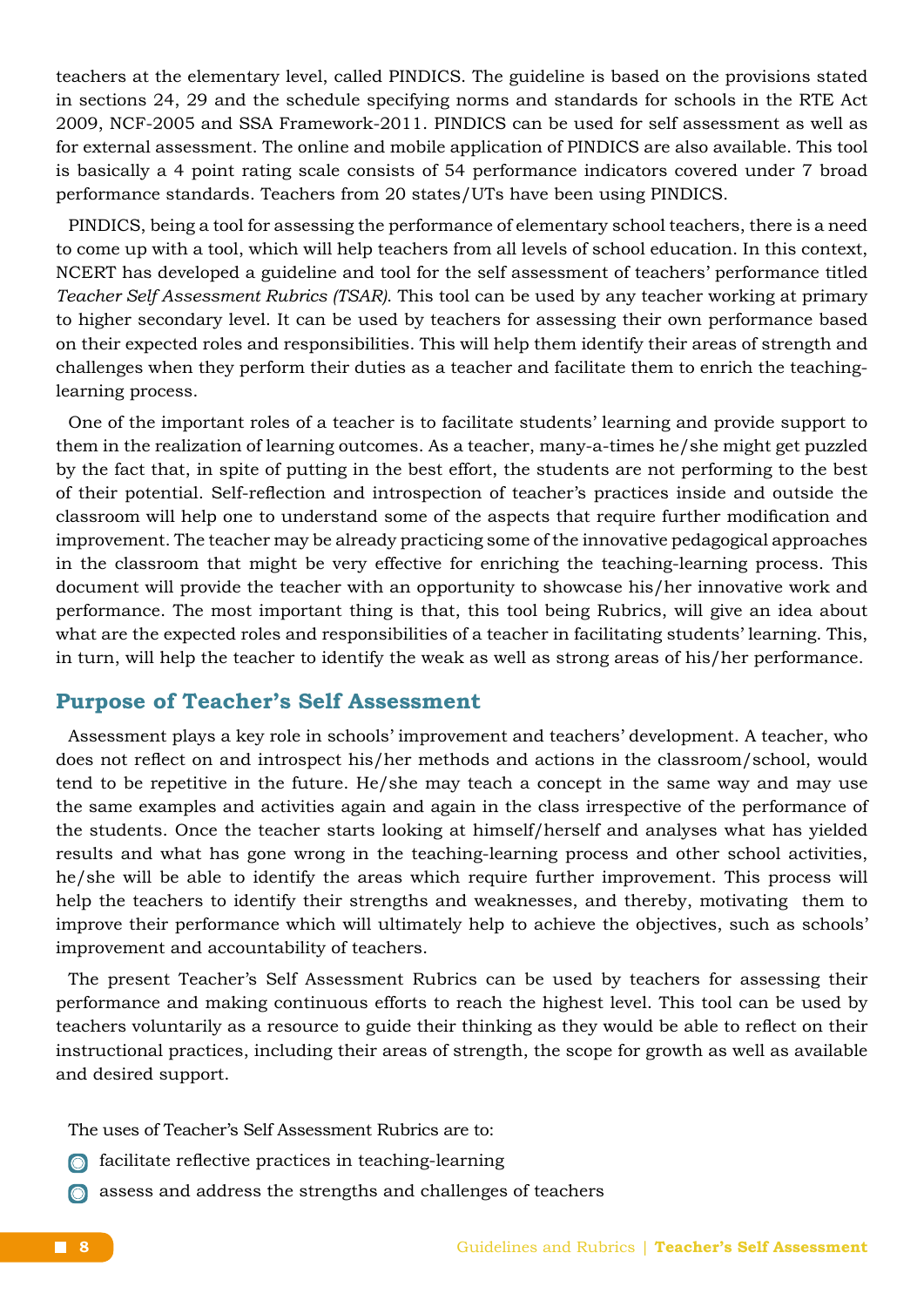teachers at the elementary level, called PINDICS. The guideline is based on the provisions stated in sections 24, 29 and the schedule specifying norms and standards for schools in the RTE Act 2009, NCF-2005 and SSA Framework-2011. PINDICS can be used for self assessment as well as for external assessment. The online and mobile application of PINDICS are also available. This tool is basically a 4 point rating scale consists of 54 performance indicators covered under 7 broad performance standards. Teachers from 20 states/UTs have been using PINDICS.

PINDICS, being a tool for assessing the performance of elementary school teachers, there is a need to come up with a tool, which will help teachers from all levels of school education. In this context, NCERT has developed a guideline and tool for the self assessment of teachers' performance titled *Teacher Self Assessment Rubrics (TSAR)*. This tool can be used by any teacher working at primary to higher secondary level. It can be used by teachers for assessing their own performance based on their expected roles and responsibilities. This will help them identify their areas of strength and challenges when they perform their duties as a teacher and facilitate them to enrich the teaching-learning process.

One of the important roles of a teacher is to facilitate students' learning and provide support to them in the realization of learning outcomes. As a teacher, many-a-times he/she might get puzzled by the fact that, in spite of putting in the best effort, the students are not performing to the best of their potential. Self-reflection and introspection of teacher's practices inside and outside the classroom will help one to understand some of the aspects that require further modification and improvement. The teacher may be already practicing some of the innovative pedagogical approaches in the classroom that might be very effective for enriching the teaching-learning process. This document will provide the teacher with an opportunity to showcase his/her innovative work and performance. The most important thing is that, this tool being Rubrics, will give an idea about what are the expected roles and responsibilities of a teacher in facilitating students' learning. This, in turn, will help the teacher to identify the weak as well as strong areas of his/her performance.

## Purpose of Teacher's Self Assessment

Assessment plays a key role in schools' improvement and teachers' development. A teacher, who does not reflect on and introspect his/her methods and actions in the classroom/school, would tend to be repetitive in the future. He/she may teach a concept in the same way and may use the same examples and activities again and again in the class irrespective of the performance of the students. Once the teacher starts looking at himself/herself and analyses what has yielded results and what has gone wrong in the teaching-learning process and other school activities, he/she will be able to identify the areas which require further improvement. This process will help the teachers to identify their strengths and weaknesses, and thereby, motivating them to improve their performance which will ultimately help to achieve the objectives, such as schools' improvement and accountability of teachers.

The present Teacher's Self Assessment Rubrics can be used by teachers for assessing their performance and making continuous efforts to reach the highest level. This tool can be used by teachers voluntarily as a resource to guide their thinking as they would be able to reflect on their instructional practices, including their areas of strength, the scope for growth as well as available and desired support.

The uses of Teacher's Self Assessment Rubrics are to:

- facilitate reflective practices in teaching-learning
- assess and address the strengths and challenges of teachers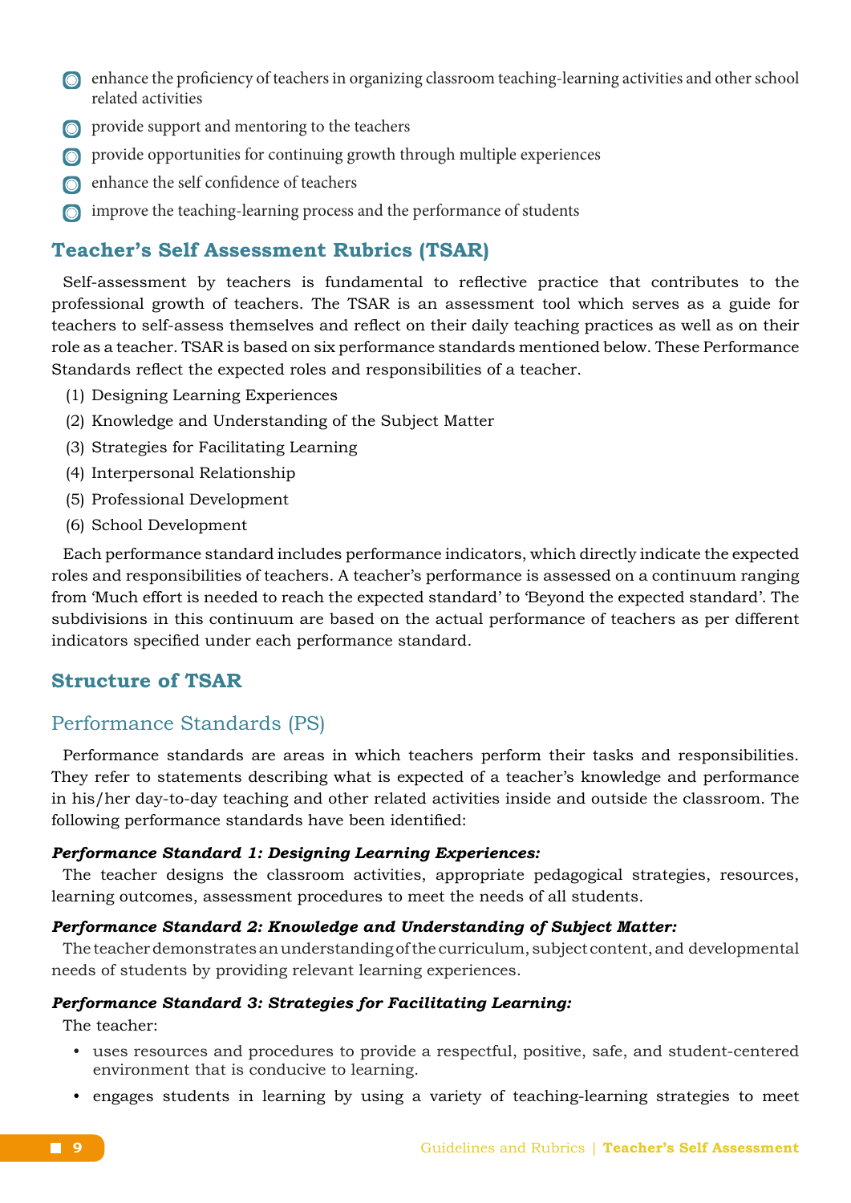- enhance the proficiency of teachers in organizing classroom teaching-learning activities and other school related activities
- provide support and mentoring to the teachers
- provide opportunities for continuing growth through multiple experiences
- enhance the self confidence of teachers
- improve the teaching-learning process and the performance of students

## Teacher's Self Assessment Rubrics (TSAR)

Self-assessment by teachers is fundamental to reflective practice that contributes to the professional growth of teachers. The TSAR is an assessment tool which serves as a guide for teachers to self-assess themselves and reflect on their daily teaching practices as well as on their role as a teacher. TSAR is based on six performance standards mentioned below. These Performance Standards reflect the expected roles and responsibilities of a teacher.

(1) Designing Learning Experiences
(2) Knowledge and Understanding of the Subject Matter
(3) Strategies for Facilitating Learning
(4) Interpersonal Relationship
(5) Professional Development
(6) School Development

Each performance standard includes performance indicators, which directly indicate the expected roles and responsibilities of teachers. A teacher's performance is assessed on a continuum ranging from 'Much effort is needed to reach the expected standard' to 'Beyond the expected standard'. The subdivisions in this continuum are based on the actual performance of teachers as per different indicators specified under each performance standard.

## Structure of TSAR

### Performance Standards (PS)

Performance standards are areas in which teachers perform their tasks and responsibilities. They refer to statements describing what is expected of a teacher's knowledge and performance in his/her day-to-day teaching and other related activities inside and outside the classroom. The following performance standards have been identified:

***Performance Standard 1: Designing Learning Experiences:***

The teacher designs the classroom activities, appropriate pedagogical strategies, resources, learning outcomes, assessment procedures to meet the needs of all students.

***Performance Standard 2: Knowledge and Understanding of Subject Matter:***

The teacher demonstrates an understanding of the curriculum, subject content, and developmental needs of students by providing relevant learning experiences.

***Performance Standard 3: Strategies for Facilitating Learning:***

The teacher:

- uses resources and procedures to provide a respectful, positive, safe, and student-centered environment that is conducive to learning.
- engages students in learning by using a variety of teaching-learning strategies to meet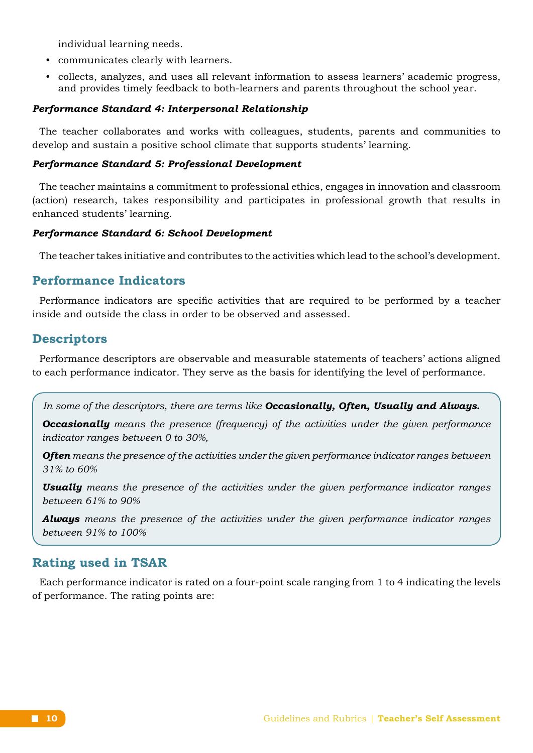individual learning needs.

- communicates clearly with learners.
- collects, analyzes, and uses all relevant information to assess learners' academic progress, and provides timely feedback to both-learners and parents throughout the school year.

***Performance Standard 4: Interpersonal Relationship***

The teacher collaborates and works with colleagues, students, parents and communities to develop and sustain a positive school climate that supports students' learning.

***Performance Standard 5: Professional Development***

The teacher maintains a commitment to professional ethics, engages in innovation and classroom (action) research, takes responsibility and participates in professional growth that results in enhanced students' learning.

***Performance Standard 6: School Development***

The teacher takes initiative and contributes to the activities which lead to the school's development.

## Performance Indicators

Performance indicators are specific activities that are required to be performed by a teacher inside and outside the class in order to be observed and assessed.

## Descriptors

Performance descriptors are observable and measurable statements of teachers' actions aligned to each performance indicator. They serve as the basis for identifying the level of performance.

*In some of the descriptors, there are terms like* ***Occasionally, Often, Usually and Always.***

***Occasionally*** *means the presence (frequency) of the activities under the given performance indicator ranges between 0 to 30%,*

***Often*** *means the presence of the activities under the given performance indicator ranges between 31% to 60%*

***Usually*** *means the presence of the activities under the given performance indicator ranges between 61% to 90%*

***Always*** *means the presence of the activities under the given performance indicator ranges between 91% to 100%*

## Rating used in TSAR

Each performance indicator is rated on a four-point scale ranging from 1 to 4 indicating the levels of performance. The rating points are: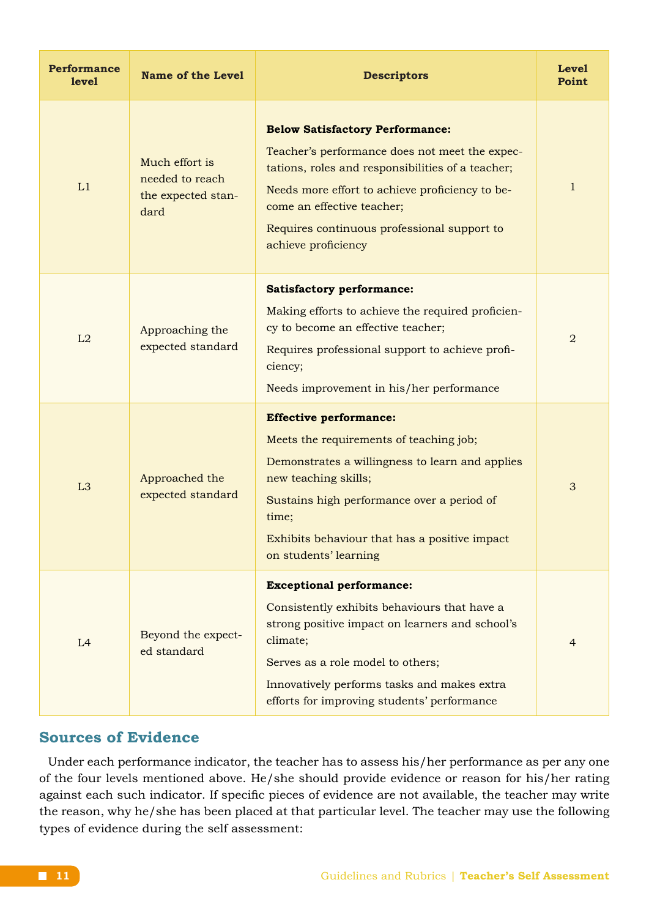| Performance level | Name of the Level | Descriptors | Level Point |
|---|---|---|---|
| L1 | Much effort is needed to reach the expected standard | **Below Satisfactory Performance:** Teacher's performance does not meet the expectations, roles and responsibilities of a teacher; Needs more effort to achieve proficiency to become an effective teacher; Requires continuous professional support to achieve proficiency | 1 |
| L2 | Approaching the expected standard | **Satisfactory performance:** Making efforts to achieve the required proficiency to become an effective teacher; Requires professional support to achieve proficiency; Needs improvement in his/her performance | 2 |
| L3 | Approached the expected standard | **Effective performance:** Meets the requirements of teaching job; Demonstrates a willingness to learn and applies new teaching skills; Sustains high performance over a period of time; Exhibits behaviour that has a positive impact on students' learning | 3 |
| L4 | Beyond the expected standard | **Exceptional performance:** Consistently exhibits behaviours that have a strong positive impact on learners and school's climate; Serves as a role model to others; Innovatively performs tasks and makes extra efforts for improving students' performance | 4 |

## Sources of Evidence

Under each performance indicator, the teacher has to assess his/her performance as per any one of the four levels mentioned above. He/she should provide evidence or reason for his/her rating against each such indicator. If specific pieces of evidence are not available, the teacher may write the reason, why he/she has been placed at that particular level. The teacher may use the following types of evidence during the self assessment: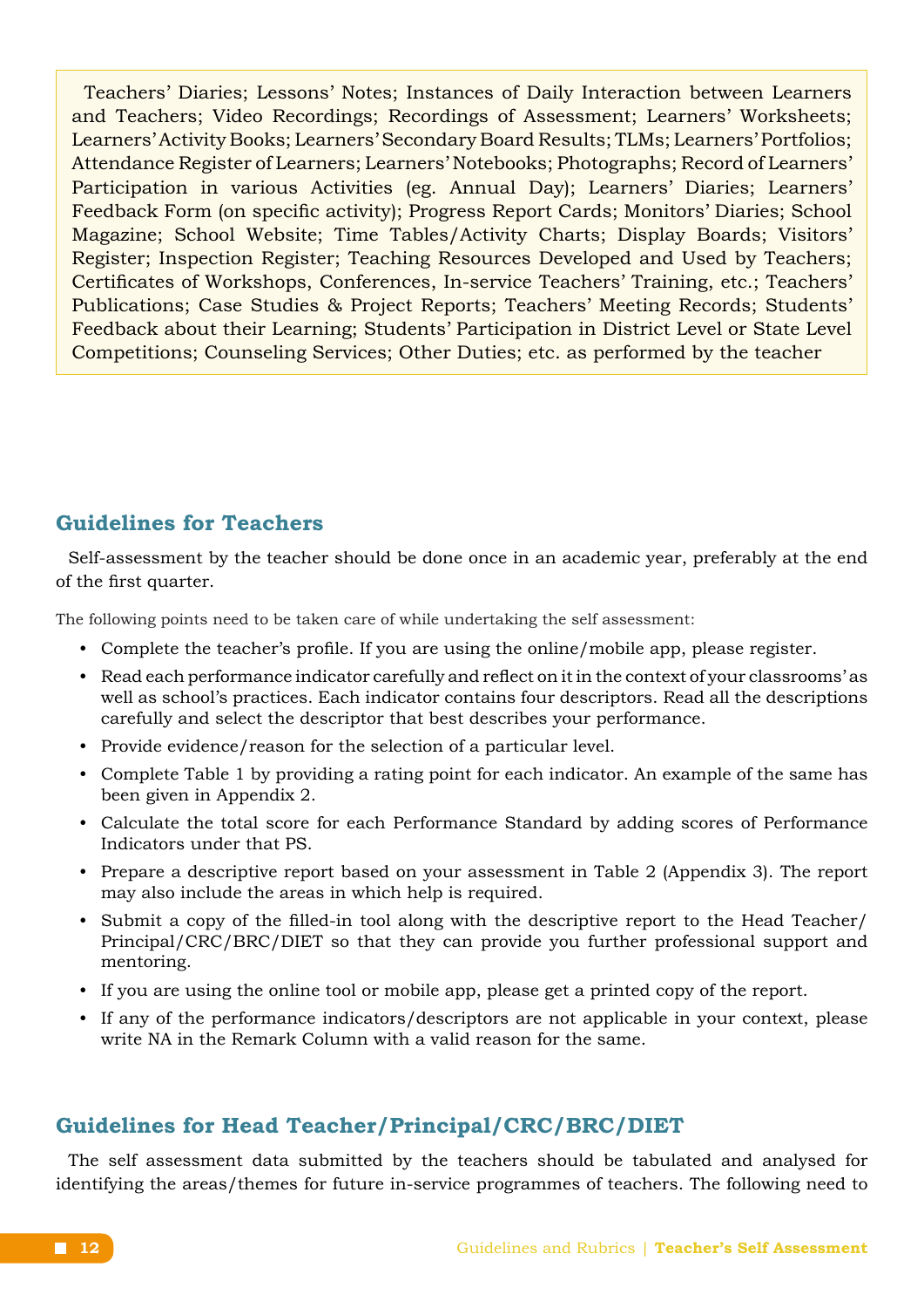Teachers' Diaries; Lessons' Notes; Instances of Daily Interaction between Learners and Teachers; Video Recordings; Recordings of Assessment; Learners' Worksheets; Learners' Activity Books; Learners' Secondary Board Results; TLMs; Learners' Portfolios; Attendance Register of Learners; Learners' Notebooks; Photographs; Record of Learners' Participation in various Activities (eg. Annual Day); Learners' Diaries; Learners' Feedback Form (on specific activity); Progress Report Cards; Monitors' Diaries; School Magazine; School Website; Time Tables/Activity Charts; Display Boards; Visitors' Register; Inspection Register; Teaching Resources Developed and Used by Teachers; Certificates of Workshops, Conferences, In-service Teachers' Training, etc.; Teachers' Publications; Case Studies & Project Reports; Teachers' Meeting Records; Students' Feedback about their Learning; Students' Participation in District Level or State Level Competitions; Counseling Services; Other Duties; etc. as performed by the teacher

## Guidelines for Teachers

Self-assessment by the teacher should be done once in an academic year, preferably at the end of the first quarter.

The following points need to be taken care of while undertaking the self assessment:

- Complete the teacher's profile. If you are using the online/mobile app, please register.
- Read each performance indicator carefully and reflect on it in the context of your classrooms' as well as school's practices. Each indicator contains four descriptors. Read all the descriptions carefully and select the descriptor that best describes your performance.
- Provide evidence/reason for the selection of a particular level.
- Complete Table 1 by providing a rating point for each indicator. An example of the same has been given in Appendix 2.
- Calculate the total score for each Performance Standard by adding scores of Performance Indicators under that PS.
- Prepare a descriptive report based on your assessment in Table 2 (Appendix 3). The report may also include the areas in which help is required.
- Submit a copy of the filled-in tool along with the descriptive report to the Head Teacher/ Principal/CRC/BRC/DIET so that they can provide you further professional support and mentoring.
- If you are using the online tool or mobile app, please get a printed copy of the report.
- If any of the performance indicators/descriptors are not applicable in your context, please write NA in the Remark Column with a valid reason for the same.

## Guidelines for Head Teacher/Principal/CRC/BRC/DIET

The self assessment data submitted by the teachers should be tabulated and analysed for identifying the areas/themes for future in-service programmes of teachers. The following need to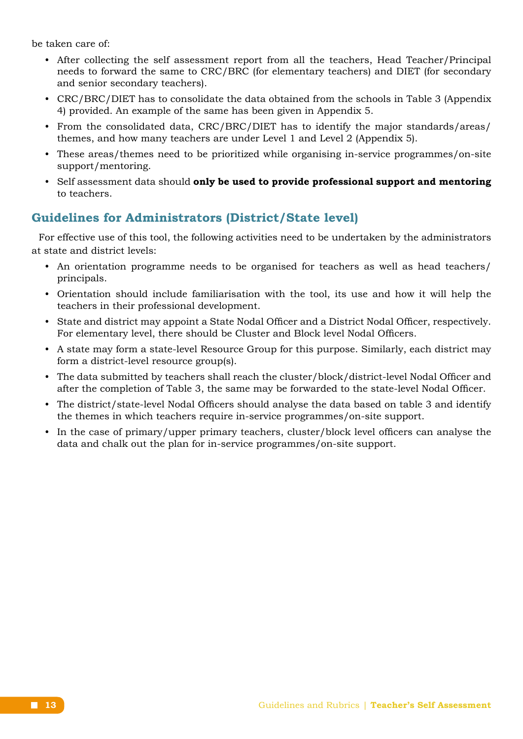be taken care of:

- After collecting the self assessment report from all the teachers, Head Teacher/Principal needs to forward the same to CRC/BRC (for elementary teachers) and DIET (for secondary and senior secondary teachers).
- CRC/BRC/DIET has to consolidate the data obtained from the schools in Table 3 (Appendix 4) provided. An example of the same has been given in Appendix 5.
- From the consolidated data, CRC/BRC/DIET has to identify the major standards/areas/themes, and how many teachers are under Level 1 and Level 2 (Appendix 5).
- These areas/themes need to be prioritized while organising in-service programmes/on-site support/mentoring.
- Self assessment data should **only be used to provide professional support and mentoring** to teachers.

## Guidelines for Administrators (District/State level)

For effective use of this tool, the following activities need to be undertaken by the administrators at state and district levels:

- An orientation programme needs to be organised for teachers as well as head teachers/principals.
- Orientation should include familiarisation with the tool, its use and how it will help the teachers in their professional development.
- State and district may appoint a State Nodal Officer and a District Nodal Officer, respectively. For elementary level, there should be Cluster and Block level Nodal Officers.
- A state may form a state-level Resource Group for this purpose. Similarly, each district may form a district-level resource group(s).
- The data submitted by teachers shall reach the cluster/block/district-level Nodal Officer and after the completion of Table 3, the same may be forwarded to the state-level Nodal Officer.
- The district/state-level Nodal Officers should analyse the data based on table 3 and identify the themes in which teachers require in-service programmes/on-site support.
- In the case of primary/upper primary teachers, cluster/block level officers can analyse the data and chalk out the plan for in-service programmes/on-site support.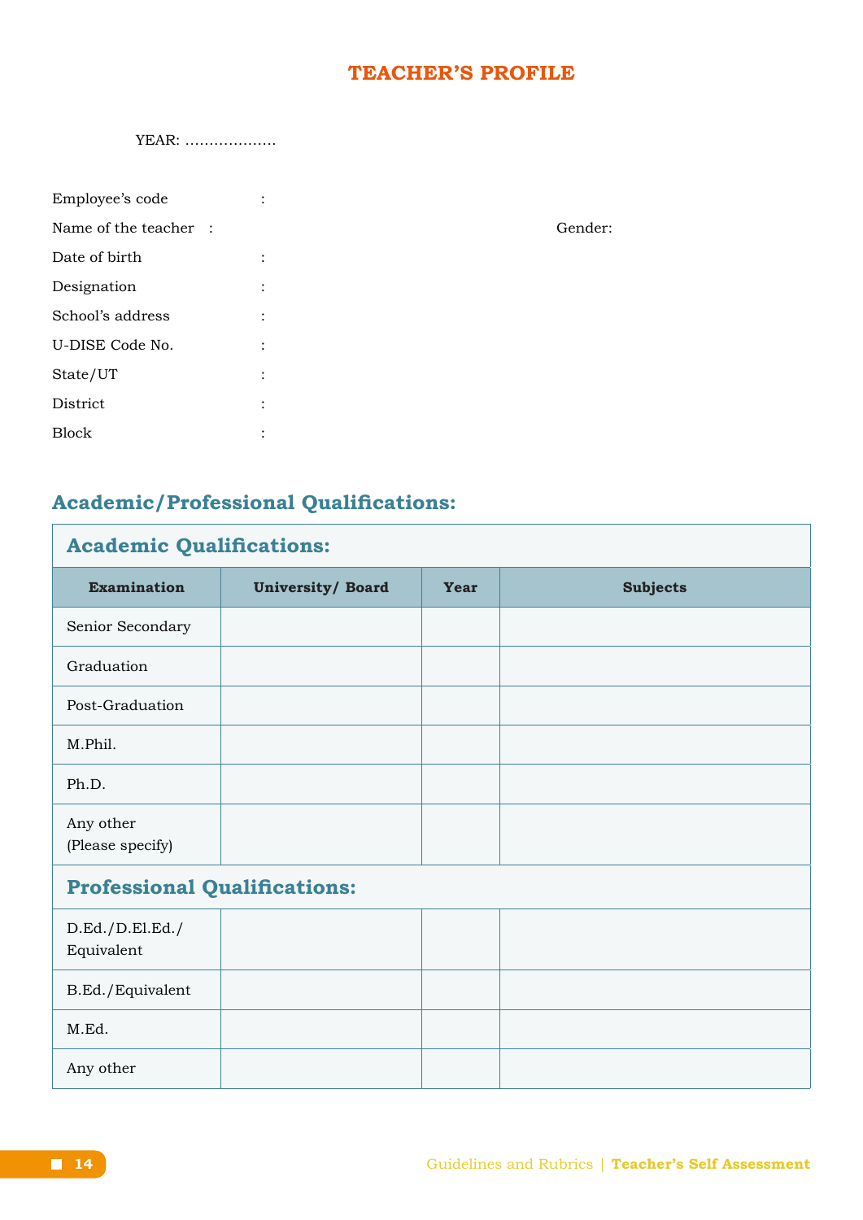# TEACHER'S PROFILE

YEAR: ……………….

Employee's code :

Name of the teacher : Gender:

Date of birth :

Designation :

School's address :

U-DISE Code No. :

State/UT :

District :

Block :

## Academic/Professional Qualifications:

| Examination | University/ Board | Year | Subjects |
|---|---|---|---|
| **Academic Qualifications:** | | | |
| Senior Secondary | | | |
| Graduation | | | |
| Post-Graduation | | | |
| M.Phil. | | | |
| Ph.D. | | | |
| Any other (Please specify) | | | |
| **Professional Qualifications:** | | | |
| D.Ed./D.El.Ed./ Equivalent | | | |
| B.Ed./Equivalent | | | |
| M.Ed. | | | |
| Any other | | | |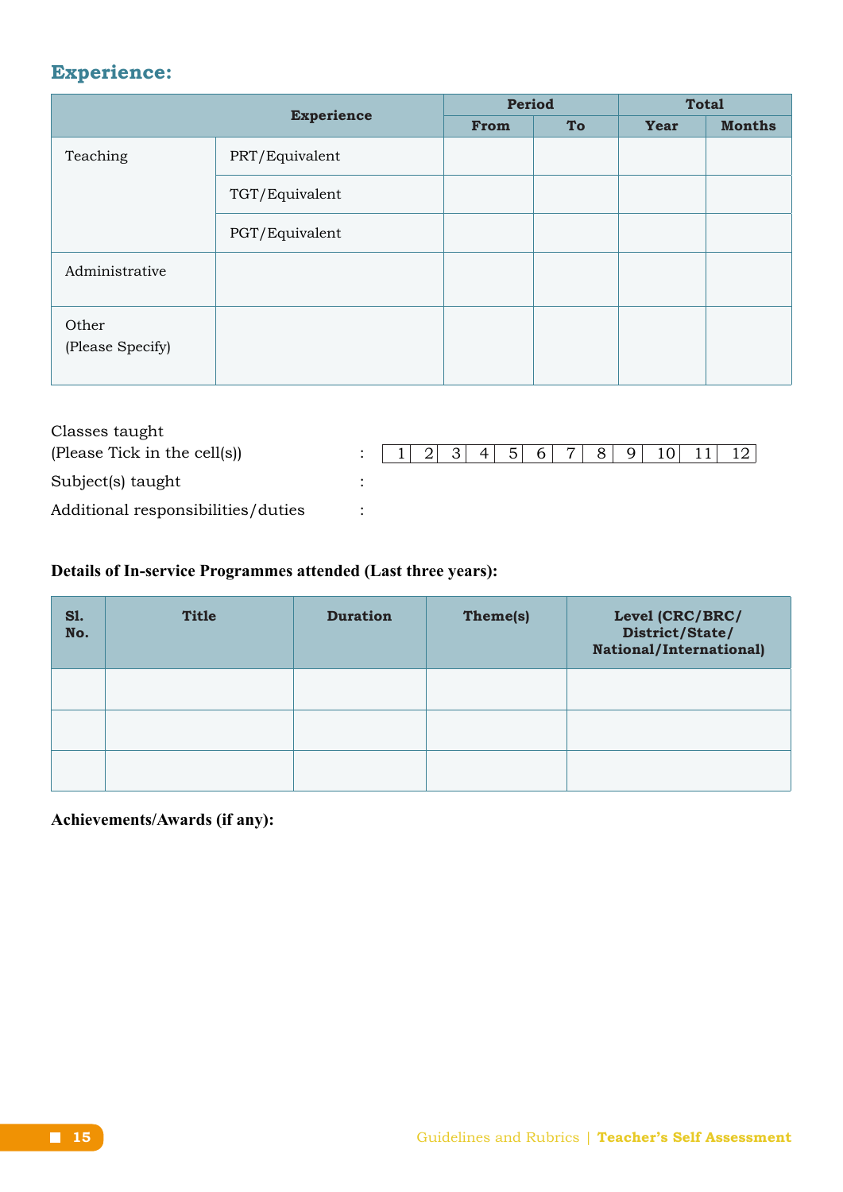## Experience:

| Experience | | Period | | Total | |
|---|---|---|---|---|---|
| | | From | To | Year | Months |
| Teaching | PRT/Equivalent | | | | |
| | TGT/Equivalent | | | | |
| | PGT/Equivalent | | | | |
| Administrative | | | | | |
| Other (Please Specify) | | | | | |

Classes taught (Please Tick in the cell(s)) : | 1 | 2 | 3 | 4 | 5 | 6 | 7 | 8 | 9 | 10 | 11 | 12 |

Subject(s) taught :

Additional responsibilities/duties :

**Details of In-service Programmes attended (Last three years):**

| Sl. No. | Title | Duration | Theme(s) | Level (CRC/BRC/ District/State/ National/International) |
|---|---|---|---|---|
| | | | | |
| | | | | |
| | | | | |

**Achievements/Awards (if any):**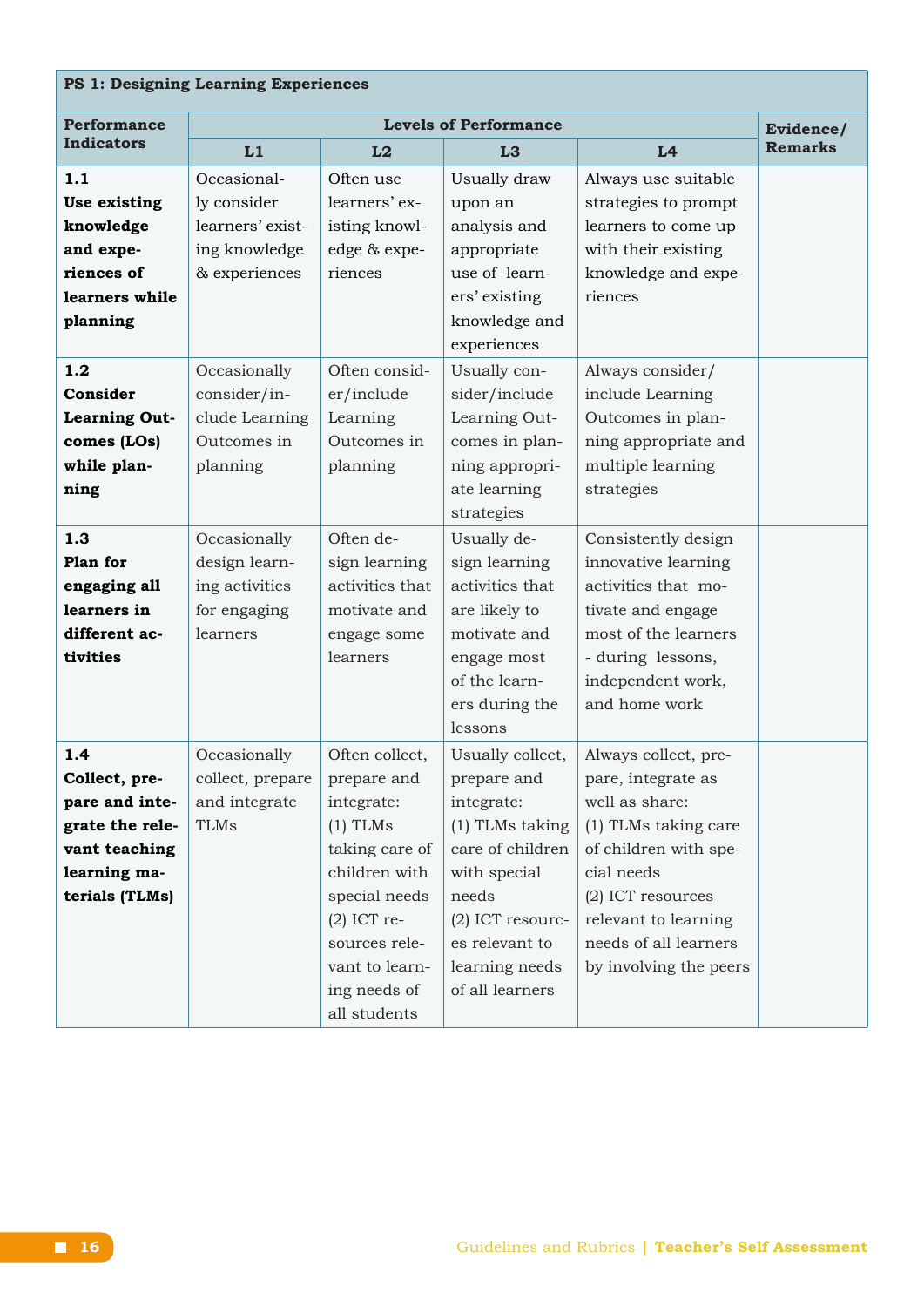| PS 1: Designing Learning Experiences | | | | | |
|---|---|---|---|---|---|
| **Performance Indicators** | **Levels of Performance** | | | | **Evidence/ Remarks** |
| | **L1** | **L2** | **L3** | **L4** | |
| **1.1 Use existing knowledge and experiences of learners while planning** | Occasionally consider learners' existing knowledge & experiences | Often use learners' existing knowledge & experiences | Usually draw upon an analysis and appropriate use of learners' existing knowledge and experiences | Always use suitable strategies to prompt learners to come up with their existing knowledge and experiences | |
| **1.2 Consider Learning Outcomes (LOs) while planning** | Occasionally consider/include Learning Outcomes in planning | Often consider/include Learning Outcomes in planning | Usually consider/include Learning Outcomes in planning appropriate learning strategies | Always consider/ include Learning Outcomes in planning appropriate and multiple learning strategies | |
| **1.3 Plan for engaging all learners in different activities** | Occasionally design learning activities for engaging learners | Often design learning activities that motivate and engage some learners | Usually design learning activities that are likely to motivate and engage most of the learners during the lessons | Consistently design innovative learning activities that motivate and engage most of the learners - during lessons, independent work, and home work | |
| **1.4 Collect, prepare and integrate the relevant teaching learning materials (TLMs)** | Occasionally collect, prepare and integrate TLMs | Often collect, prepare and integrate: (1) TLMs taking care of children with special needs (2) ICT resources relevant to learning needs of all students | Usually collect, prepare and integrate: (1) TLMs taking care of children with special needs (2) ICT resources relevant to learning needs of all learners | Always collect, prepare, integrate as well as share: (1) TLMs taking care of children with special needs (2) ICT resources relevant to learning needs of all learners by involving the peers | |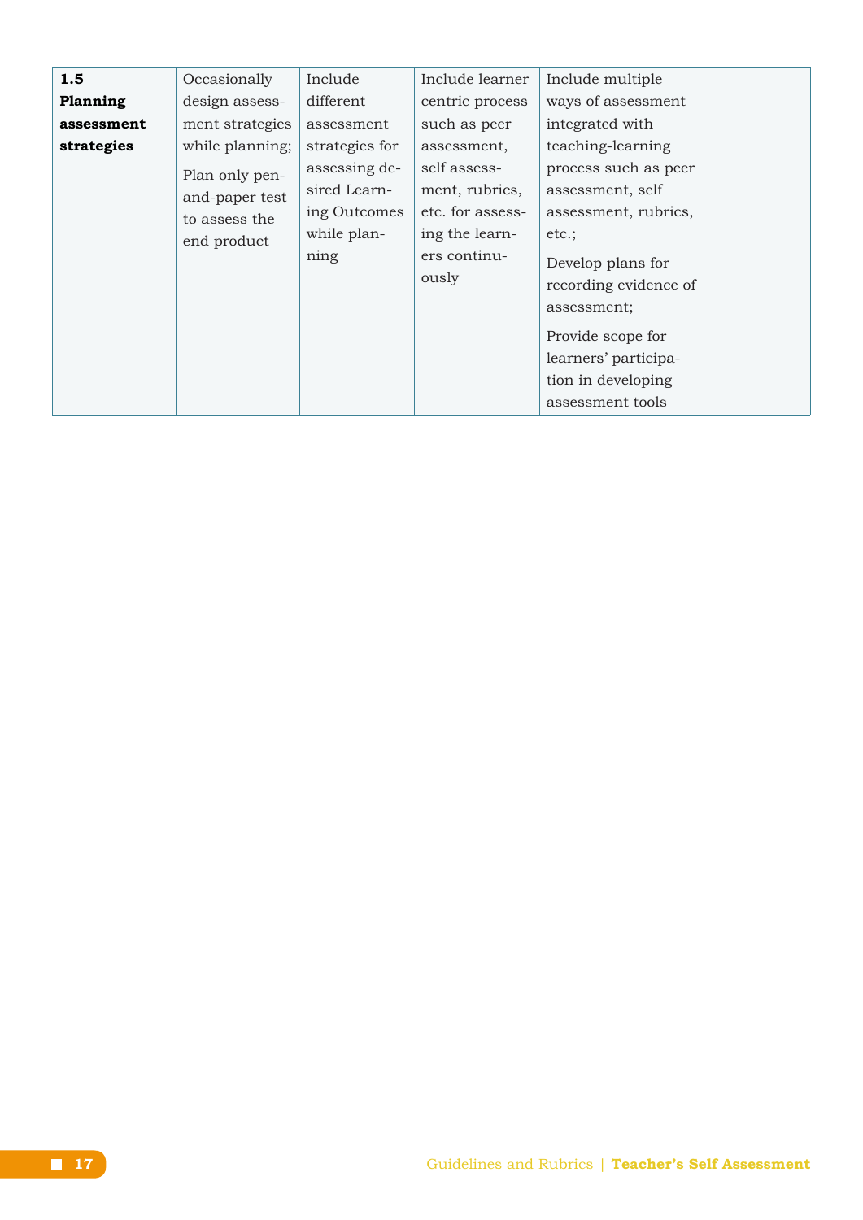| | | | | | |
|---|---|---|---|---|---|
| **1.5 Planning assessment strategies** | Occasionally design assessment strategies while planning;<br><br>Plan only pen-and-paper test to assess the end product | Include different assessment strategies for assessing desired Learning Outcomes while planning | Include learner centric process such as peer assessment, self assessment, rubrics, etc. for assessing the learners continuously | Include multiple ways of assessment integrated with teaching-learning process such as peer assessment, self assessment, rubrics, etc.;<br><br>Develop plans for recording evidence of assessment;<br><br>Provide scope for learners' participation in developing assessment tools | |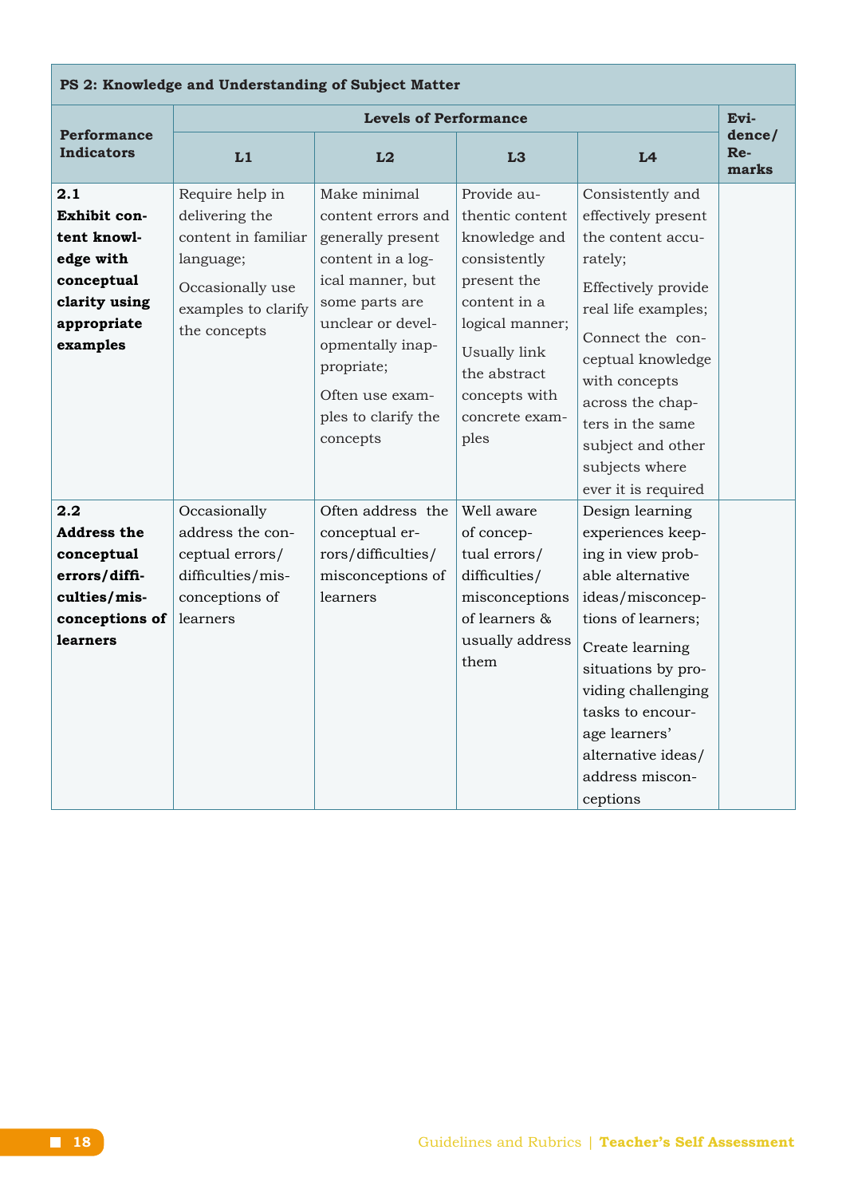| **PS 2: Knowledge and Understanding of Subject Matter** | | | | | |
|---|---|---|---|---|---|
| **Performance Indicators** | **Levels of Performance** | | | | **Evidence/ Remarks** |
| | **L1** | **L2** | **L3** | **L4** | |
| **2.1 Exhibit content knowledge with conceptual clarity using appropriate examples** | Require help in delivering the content in familiar language; Occasionally use examples to clarify the concepts | Make minimal content errors and generally present content in a logical manner, but some parts are unclear or developmentally inappropriate; Often use examples to clarify the concepts | Provide authentic content knowledge and consistently present the content in a logical manner; Usually link the abstract concepts with concrete examples | Consistently and effectively present the content accurately; Effectively provide real life examples; Connect the conceptual knowledge with concepts across the chapters in the same subject and other subjects where ever it is required | |
| **2.2 Address the conceptual errors/difficulties/misconceptions of learners** | Occasionally address the conceptual errors/ difficulties/misconceptions of learners | Often address the conceptual errors/difficulties/ misconceptions of learners | Well aware of conceptual errors/ difficulties/ misconceptions of learners & usually address them | Design learning experiences keeping in view probable alternative ideas/misconceptions of learners; Create learning situations by providing challenging tasks to encourage learners' alternative ideas/ address misconceptions | |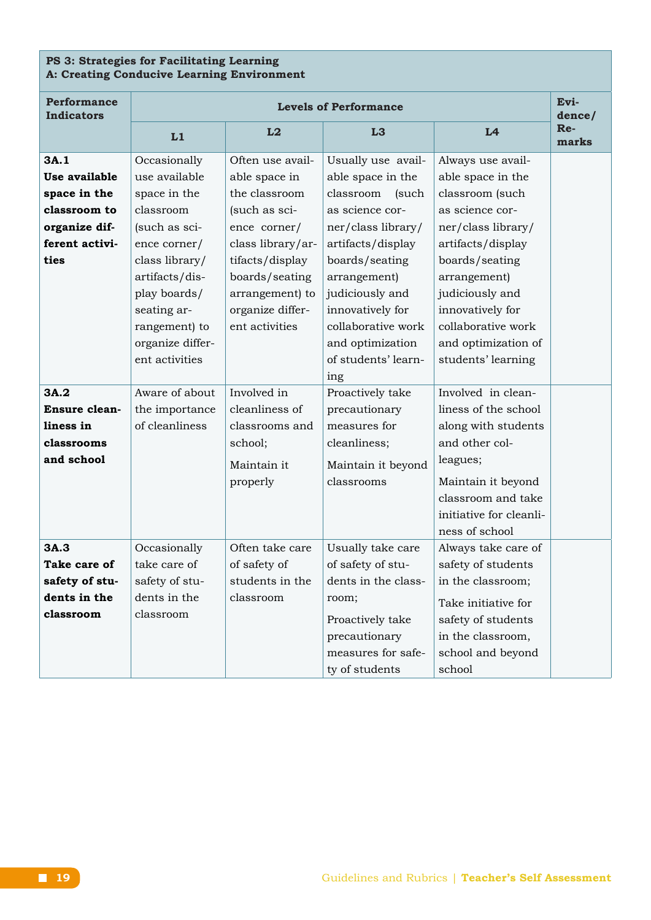**PS 3: Strategies for Facilitating Learning**
**A: Creating Conducive Learning Environment**

| Performance Indicators | Levels of Performance | | | | Evidence/ Remarks |
|---|---|---|---|---|---|
| | L1 | L2 | L3 | L4 | |
| **3A.1 Use available space in the classroom to organize different activities** | Occasionally use available space in the classroom (such as science corner/ class library/ artifacts/display boards/ seating arrangement) to organize different activities | Often use available space in the classroom (such as science corner/ class library/artifacts/display boards/seating arrangement) to organize different activities | Usually use available space in the classroom (such as science corner/class library/ artifacts/display boards/seating arrangement) judiciously and innovatively for collaborative work and optimization of students' learning | Always use available space in the classroom (such as science corner/class library/ artifacts/display boards/seating arrangement) judiciously and innovatively for collaborative work and optimization of students' learning | |
| **3A.2 Ensure cleanliness in classrooms and school** | Aware of about the importance of cleanliness | Involved in cleanliness of classrooms and school; Maintain it properly | Proactively take precautionary measures for cleanliness; Maintain it beyond classrooms | Involved in cleanliness of the school along with students and other colleagues; Maintain it beyond classroom and take initiative for cleanliness of school | |
| **3A.3 Take care of safety of students in the classroom** | Occasionally take care of safety of students in the classroom | Often take care of safety of students in the classroom | Usually take care of safety of students in the classroom; Proactively take precautionary measures for safety of students | Always take care of safety of students in the classroom; Take initiative for safety of students in the classroom, school and beyond school | |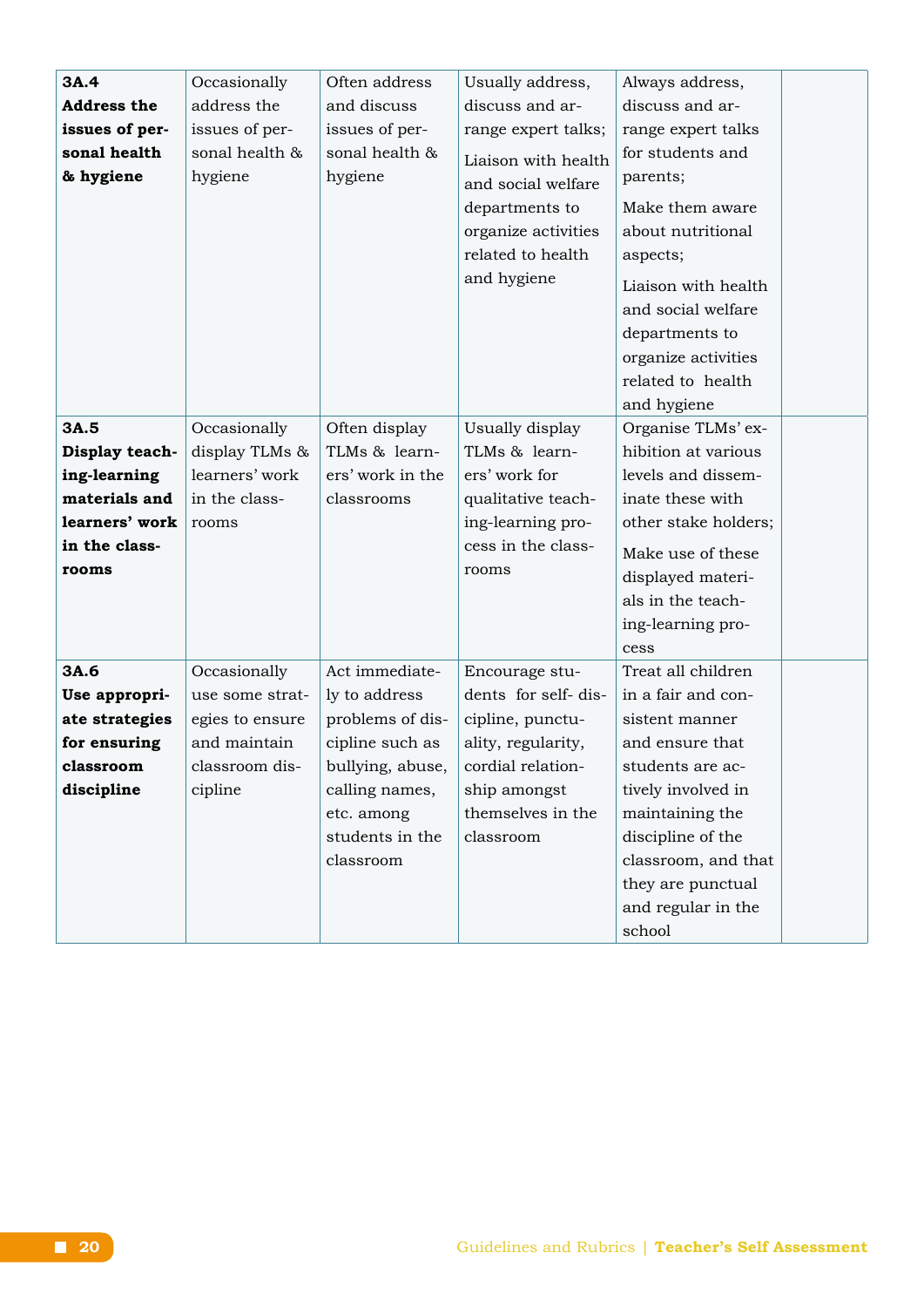| | | | | | |
|---|---|---|---|---|---|
| **3A.4 Address the issues of personal health & hygiene** | Occasionally address the issues of personal health & hygiene | Often address and discuss issues of personal health & hygiene | Usually address, discuss and arrange expert talks; Liaison with health and social welfare departments to organize activities related to health and hygiene | Always address, discuss and arrange expert talks for students and parents; Make them aware about nutritional aspects; Liaison with health and social welfare departments to organize activities related to health and hygiene | |
| **3A.5 Display teaching-learning materials and learners' work in the classrooms** | Occasionally display TLMs & learners' work in the classrooms | Often display TLMs & learners' work in the classrooms | Usually display TLMs & learners' work for qualitative teaching-learning process in the classrooms | Organise TLMs' exhibition at various levels and disseminate these with other stake holders; Make use of these displayed materials in the teaching-learning process | |
| **3A.6 Use appropriate strategies for ensuring classroom discipline** | Occasionally use some strategies to ensure and maintain classroom discipline | Act immediately to address problems of discipline such as bullying, abuse, calling names, etc. among students in the classroom | Encourage students for self- discipline, punctuality, regularity, cordial relationship amongst themselves in the classroom | Treat all children in a fair and consistent manner and ensure that students are actively involved in maintaining the discipline of the classroom, and that they are punctual and regular in the school | |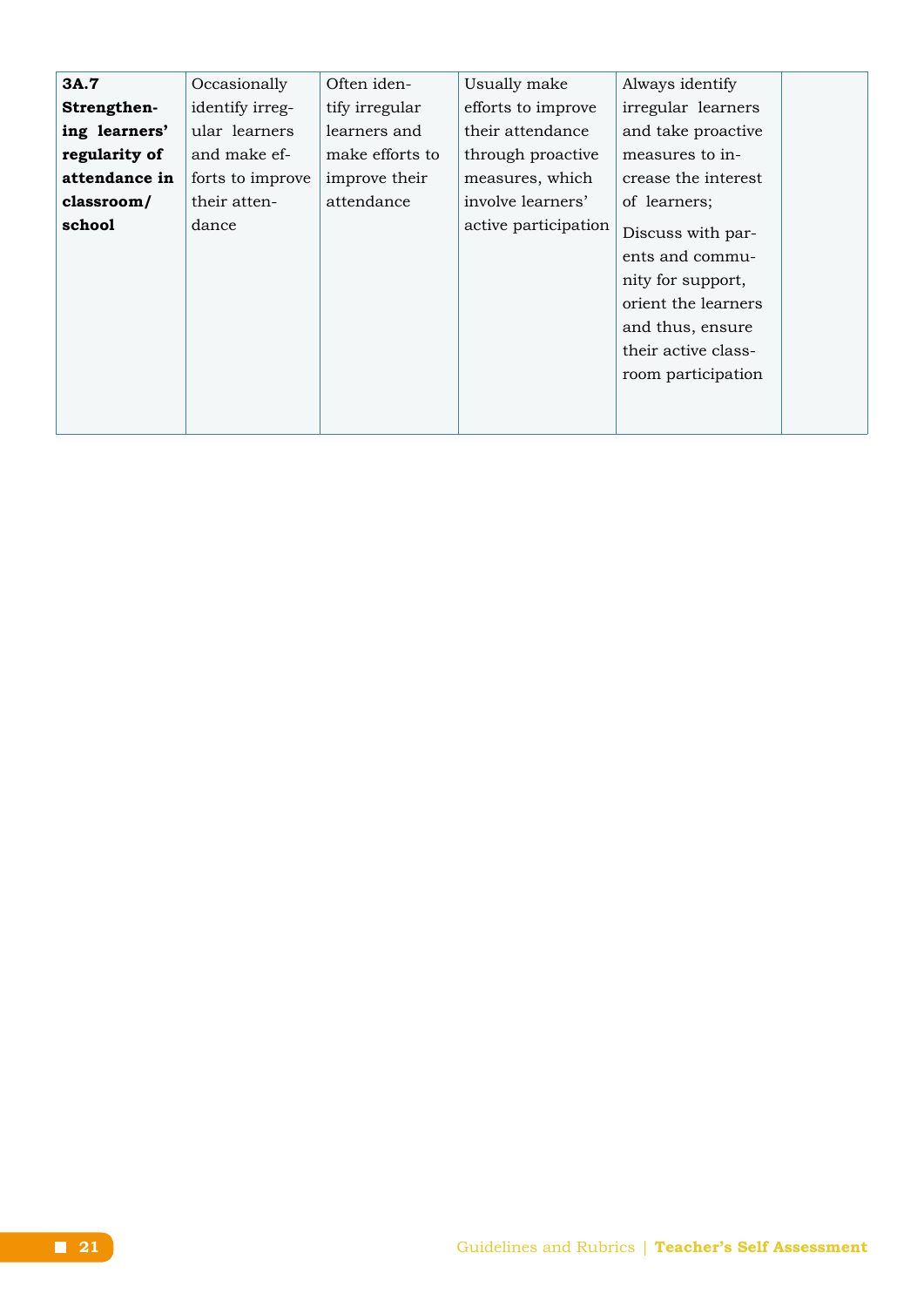| | | | | | |
|---|---|---|---|---|---|
| **3A.7 Strengthening learners' regularity of attendance in classroom/ school** | Occasionally identify irregular learners and make efforts to improve their attendance | Often identify irregular learners and make efforts to improve their attendance | Usually make efforts to improve their attendance through proactive measures, which involve learners' active participation | Always identify irregular learners and take proactive measures to increase the interest of learners; Discuss with parents and community for support, orient the learners and thus, ensure their active classroom participation | |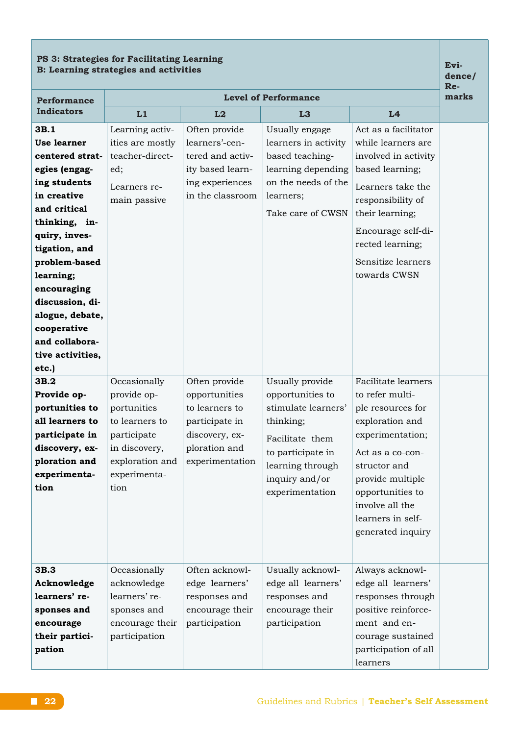| **PS 3: Strategies for Facilitating Learning<br>B: Learning strategies and activities** | | | | | **Evidence/ Remarks** |
|---|---|---|---|---|---|
| **Performance Indicators** | **Level of Performance** | | | | |
| | **L1** | **L2** | **L3** | **L4** | |
| **3B.1 Use learner centered strategies (engaging students in creative and critical thinking, inquiry, investigation, and problem-based learning; encouraging discussion, dialogue, debate, cooperative and collaborative activities, etc.)** | Learning activities are mostly teacher-directed;<br>Learners remain passive | Often provide learners'-centered and activity based learning experiences in the classroom | Usually engage learners in activity based teaching-learning depending on the needs of the learners;<br>Take care of CWSN | Act as a facilitator while learners are involved in activity based learning;<br>Learners take the responsibility of their learning;<br>Encourage self-directed learning;<br>Sensitize learners towards CWSN | |
| **3B.2 Provide opportunities to all learners to participate in discovery, exploration and experimentation** | Occasionally provide opportunities to learners to participate in discovery, exploration and experimentation | Often provide opportunities to learners to participate in discovery, exploration and experimentation | Usually provide opportunities to stimulate learners' thinking;<br>Facilitate them to participate in learning through inquiry and/or experimentation | Facilitate learners to refer multiple resources for exploration and experimentation;<br>Act as a co-constructor and provide multiple opportunities to involve all the learners in self-generated inquiry | |
| **3B.3 Acknowledge learners' responses and encourage their participation** | Occasionally acknowledge learners' responses and encourage their participation | Often acknowledge learners' responses and encourage their participation | Usually acknowledge all learners' responses and encourage their participation | Always acknowledge all learners' responses through positive reinforcement and encourage sustained participation of all learners | |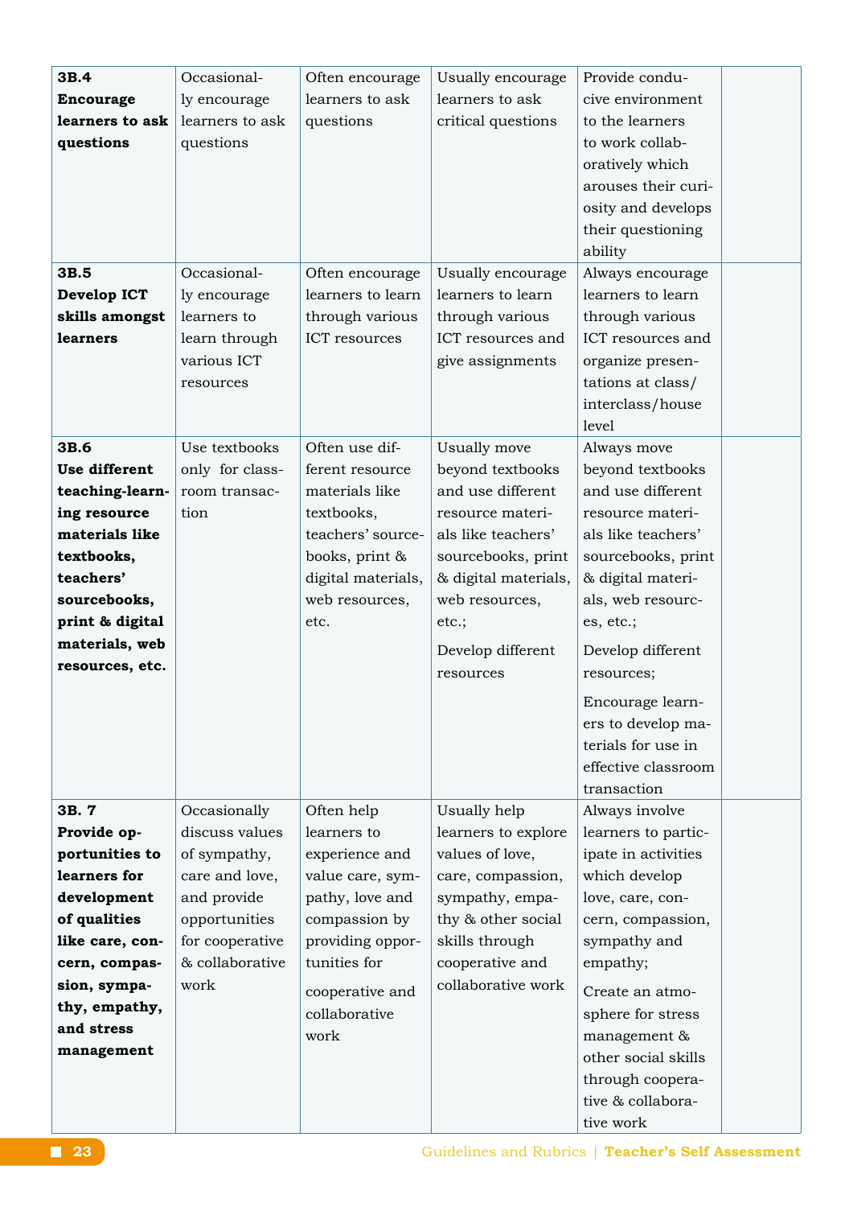| | | | | | |
|---|---|---|---|---|---|
| **3B.4 Encourage learners to ask questions** | Occasionally encourage learners to ask questions | Often encourage learners to ask questions | Usually encourage learners to ask critical questions | Provide conducive environment to the learners to work collaboratively which arouses their curiosity and develops their questioning ability | |
| **3B.5 Develop ICT skills amongst learners** | Occasionally encourage learners to learn through various ICT resources | Often encourage learners to learn through various ICT resources | Usually encourage learners to learn through various ICT resources and give assignments | Always encourage learners to learn through various ICT resources and organize presentations at class/ interclass/house level | |
| **3B.6 Use different teaching-learning resource materials like textbooks, teachers' sourcebooks, print & digital materials, web resources, etc.** | Use textbooks only for classroom transaction | Often use different resource materials like textbooks, teachers' sourcebooks, print & digital materials, web resources, etc. | Usually move beyond textbooks and use different resource materials like teachers' sourcebooks, print & digital materials, web resources, etc.; Develop different resources | Always move beyond textbooks and use different resource materials like teachers' sourcebooks, print & digital materials, web resources, etc.; Develop different resources; Encourage learners to develop materials for use in effective classroom transaction | |
| **3B. 7 Provide opportunities to learners for development of qualities like care, concern, compassion, sympathy, empathy, and stress management** | Occasionally discuss values of sympathy, care and love, and provide opportunities for cooperative & collaborative work | Often help learners to experience and value care, sympathy, love and compassion by providing opportunities for cooperative and collaborative work | Usually help learners to explore values of love, care, compassion, sympathy, empathy & other social skills through cooperative and collaborative work | Always involve learners to participate in activities which develop love, care, concern, compassion, sympathy and empathy; Create an atmosphere for stress management & other social skills through cooperative & collaborative work | |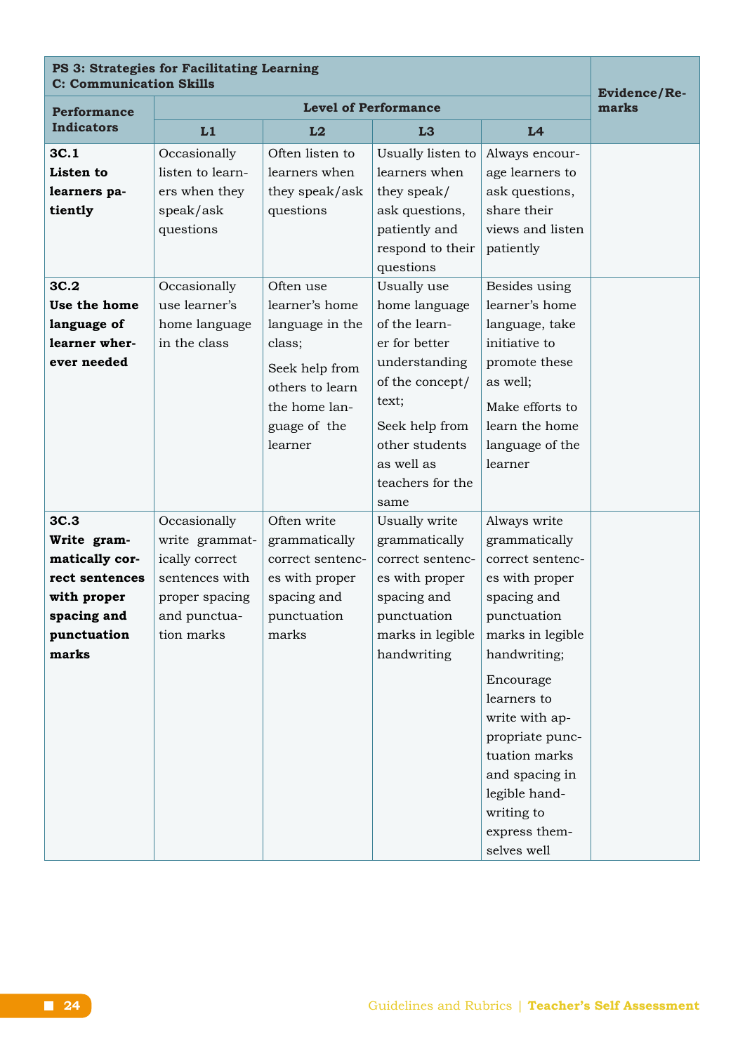| **PS 3: Strategies for Facilitating Learning<br>C: Communication Skills** | | | | | **Evidence/Remarks** |
|---|---|---|---|---|---|
| **Performance Indicators** | **Level of Performance** | | | | |
| | **L1** | **L2** | **L3** | **L4** | |
| **3C.1<br>Listen to learners patiently** | Occasionally listen to learners when they speak/ask questions | Often listen to learners when they speak/ask questions | Usually listen to learners when they speak/ ask questions, patiently and respond to their questions | Always encourage learners to ask questions, share their views and listen patiently | |
| **3C.2<br>Use the home language of learner wherever needed** | Occasionally use learner's home language in the class | Often use learner's home language in the class;<br>Seek help from others to learn the home language of the learner | Usually use home language of the learner for better understanding of the concept/ text;<br>Seek help from other students as well as teachers for the same | Besides using learner's home language, take initiative to promote these as well;<br>Make efforts to learn the home language of the learner | |
| **3C.3<br>Write grammatically correct sentences with proper spacing and punctuation marks** | Occasionally write grammatically correct sentences with proper spacing and punctuation marks | Often write grammatically correct sentences with proper spacing and punctuation marks | Usually write grammatically correct sentences with proper spacing and punctuation marks in legible handwriting | Always write grammatically correct sentences with proper spacing and punctuation marks in legible handwriting;<br>Encourage learners to write with appropriate punctuation marks and spacing in legible handwriting to express themselves well | |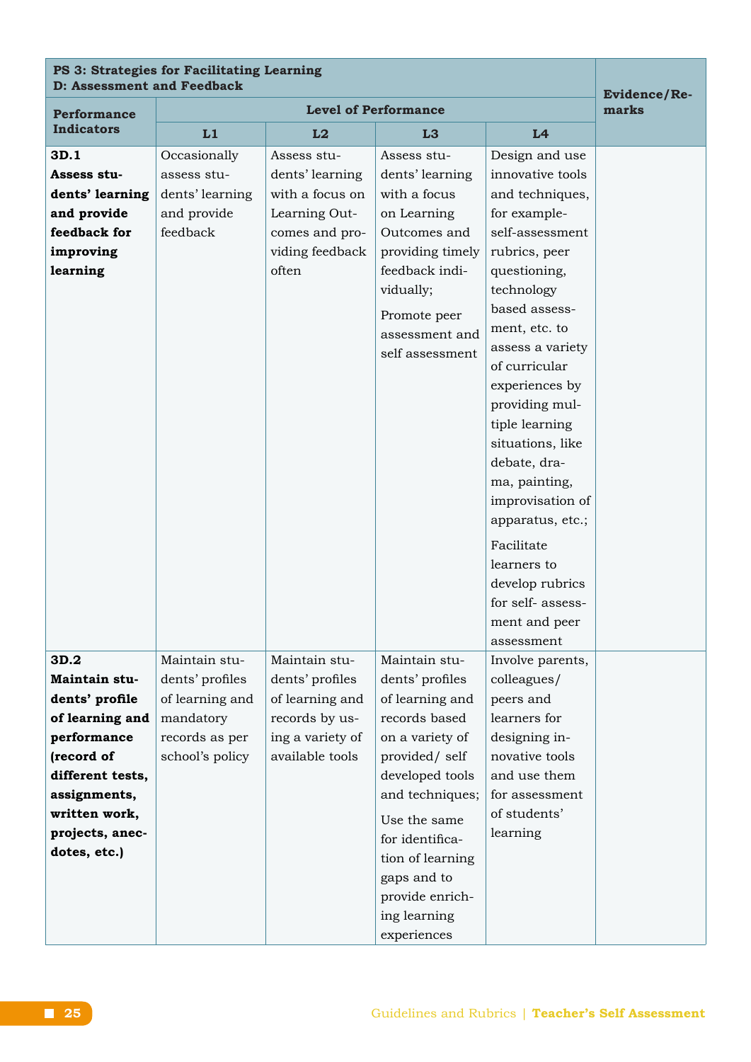| **PS 3: Strategies for Facilitating Learning D: Assessment and Feedback** | | | | | **Evidence/Remarks** |
|---|---|---|---|---|---|
| **Performance Indicators** | **Level of Performance** | | | | |
| | **L1** | **L2** | **L3** | **L4** | |
| **3D.1 Assess students' learning and provide feedback for improving learning** | Occasionally assess students' learning and provide feedback | Assess students' learning with a focus on Learning Outcomes and providing feedback often | Assess students' learning with a focus on Learning Outcomes and providing timely feedback individually; Promote peer assessment and self assessment | Design and use innovative tools and techniques, for example-self-assessment rubrics, peer questioning, technology based assessment, etc. to assess a variety of curricular experiences by providing multiple learning situations, like debate, drama, painting, improvisation of apparatus, etc.; Facilitate learners to develop rubrics for self- assessment and peer assessment | |
| **3D.2 Maintain students' profile of learning and performance (record of different tests, assignments, written work, projects, anecdotes, etc.)** | Maintain students' profiles of learning and mandatory records as per school's policy | Maintain students' profiles of learning and records by using a variety of available tools | Maintain students' profiles of learning and records based on a variety of provided/ self developed tools and techniques; Use the same for identification of learning gaps and to provide enriching learning experiences | Involve parents, colleagues/ peers and learners for designing innovative tools and use them for assessment of students' learning | |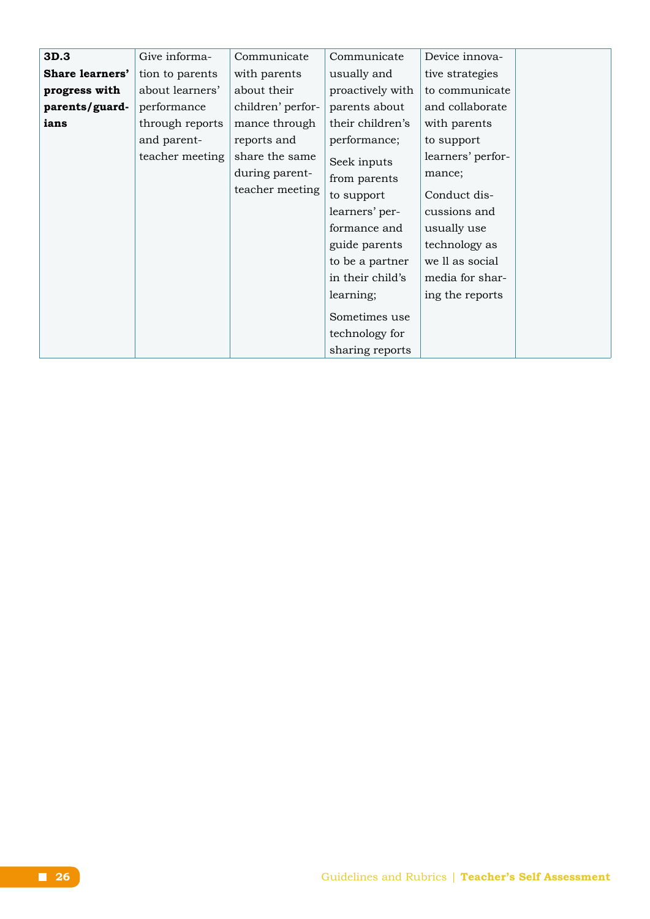| | | | | | |
|---|---|---|---|---|---|
| **3D.3 Share learners' progress with parents/guardians** | Give information to parents about learners' performance through reports and parent-teacher meeting | Communicate with parents about their children' performance through reports and share the same during parent-teacher meeting | Communicate usually and proactively with parents about their children's performance;<br><br>Seek inputs from parents to support learners' performance and guide parents to be a partner in their child's learning;<br><br>Sometimes use technology for sharing reports | Device innovative strategies to communicate and collaborate with parents to support learners' performance;<br><br>Conduct discussions and usually use technology as we ll as social media for sharing the reports | |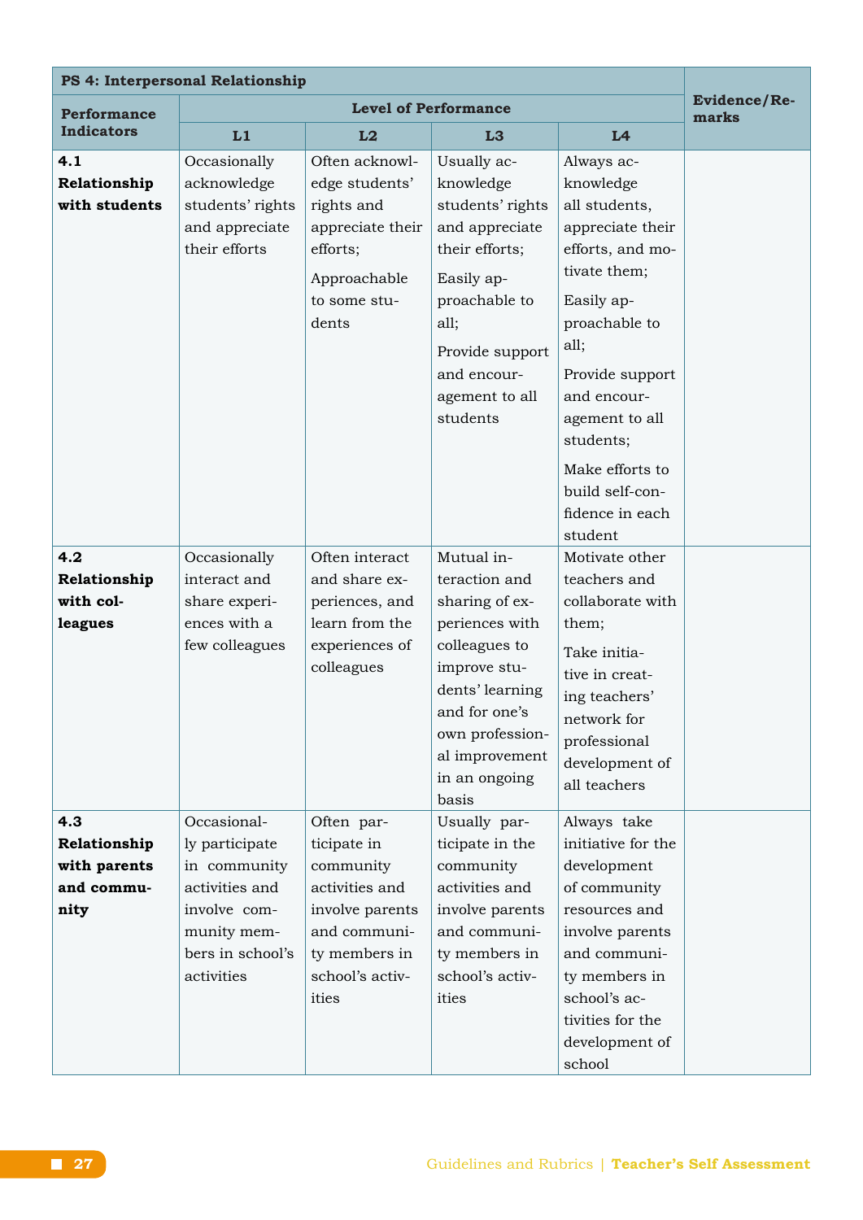| PS 4: Interpersonal Relationship | | | | | Evidence/Remarks |
|---|---|---|---|---|---|
| Performance Indicators | Level of Performance | | | | |
| | L1 | L2 | L3 | L4 | |
| **4.1 Relationship with students** | Occasionally acknowledge students' rights and appreciate their efforts | Often acknowledge students' rights and appreciate their efforts; Approachable to some students | Usually acknowledge students' rights and appreciate their efforts; Easily approachable to all; Provide support and encouragement to all students | Always acknowledge all students, appreciate their efforts, and motivate them; Easily approachable to all; Provide support and encouragement to all students; Make efforts to build self-confidence in each student | |
| **4.2 Relationship with colleagues** | Occasionally interact and share experiences with a few colleagues | Often interact and share experiences, and learn from the experiences of colleagues | Mutual interaction and sharing of experiences with colleagues to improve students' learning and for one's own professional improvement in an ongoing basis | Motivate other teachers and collaborate with them; Take initiative in creating teachers' network for professional development of all teachers | |
| **4.3 Relationship with parents and community** | Occasionally participate in community activities and involve community members in school's activities | Often participate in community activities and involve parents and community members in school's activities | Usually participate in the community activities and involve parents and community members in school's activities | Always take initiative for the development of community resources and involve parents and community members in school's activities for the development of school | |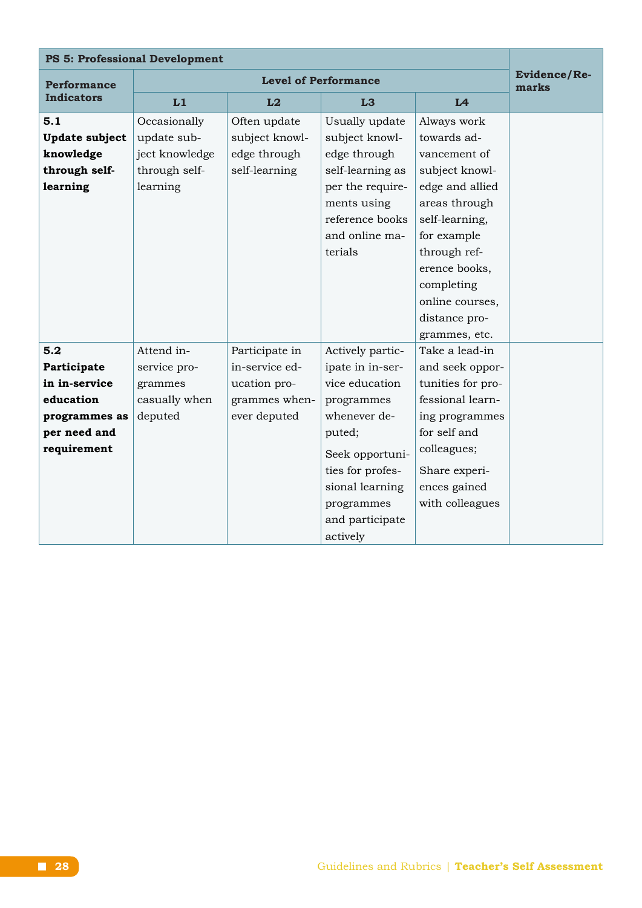| PS 5: Professional Development | | | | | Evidence/Remarks |
|---|---|---|---|---|---|
| **Performance Indicators** | **Level of Performance** | | | | |
| | **L1** | **L2** | **L3** | **L4** | |
| **5.1 Update subject knowledge through self-learning** | Occasionally update subject knowledge through self-learning | Often update subject knowledge through self-learning | Usually update subject knowledge through self-learning as per the requirements using reference books and online materials | Always work towards advancement of subject knowledge and allied areas through self-learning, for example through reference books, completing online courses, distance programmes, etc. | |
| **5.2 Participate in in-service education programmes as per need and requirement** | Attend in-service programmes casually when deputed | Participate in in-service education programmes whenever deputed | Actively participate in in-service education programmes whenever deputed; Seek opportunities for professional learning programmes and participate actively | Take a lead-in and seek opportunities for professional learning programmes for self and colleagues; Share experiences gained with colleagues | |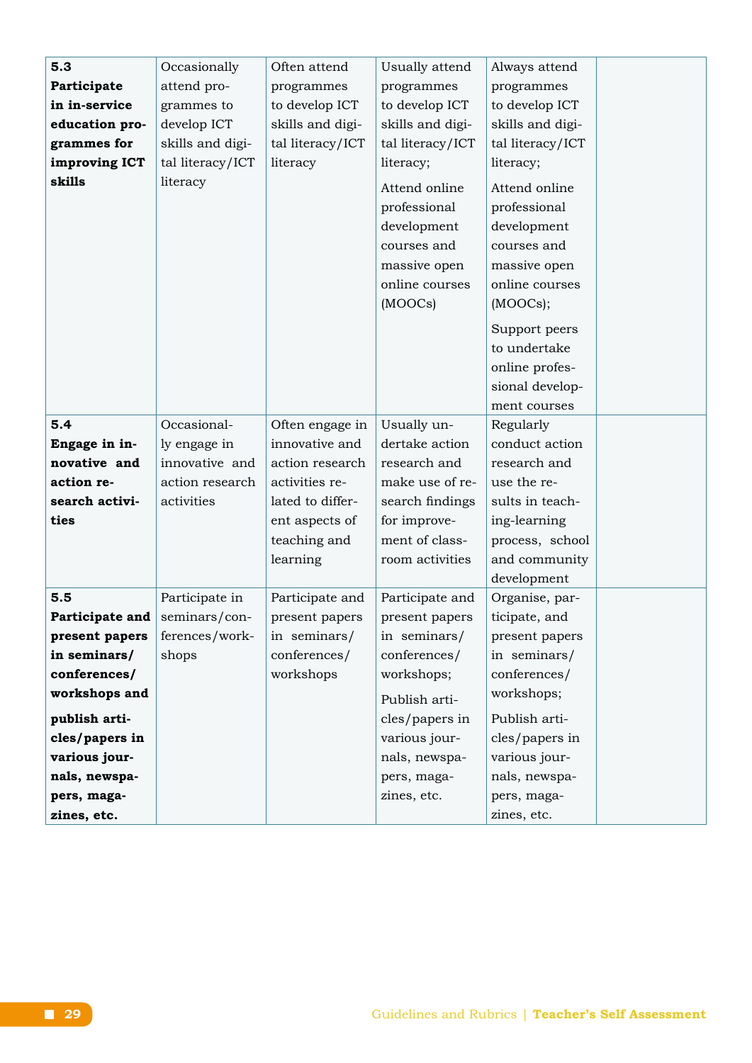| | | | | | |
|---|---|---|---|---|---|
| **5.3 Participate in in-service education programmes for improving ICT skills** | Occasionally attend programmes to develop ICT skills and digital literacy/ICT literacy | Often attend programmes to develop ICT skills and digital literacy/ICT literacy | Usually attend programmes to develop ICT skills and digital literacy/ICT literacy; Attend online professional development courses and massive open online courses (MOOCs) | Always attend programmes to develop ICT skills and digital literacy/ICT literacy; Attend online professional development courses and massive open online courses (MOOCs); Support peers to undertake online professional development courses | |
| **5.4 Engage in innovative and action research activities** | Occasionally engage in innovative and action research activities | Often engage in innovative and action research activities related to different aspects of teaching and learning | Usually undertake action research and make use of research findings for improvement of classroom activities | Regularly conduct action research and use the results in teaching-learning process, school and community development | |
| **5.5 Participate and present papers in seminars/ conferences/ workshops and publish articles/papers in various journals, newspapers, magazines, etc.** | Participate in seminars/conferences/workshops | Participate and present papers in seminars/ conferences/ workshops | Participate and present papers in seminars/ conferences/ workshops; Publish articles/papers in various journals, newspapers, magazines, etc. | Organise, participate, and present papers in seminars/ conferences/ workshops; Publish articles/papers in various journals, newspapers, magazines, etc. | |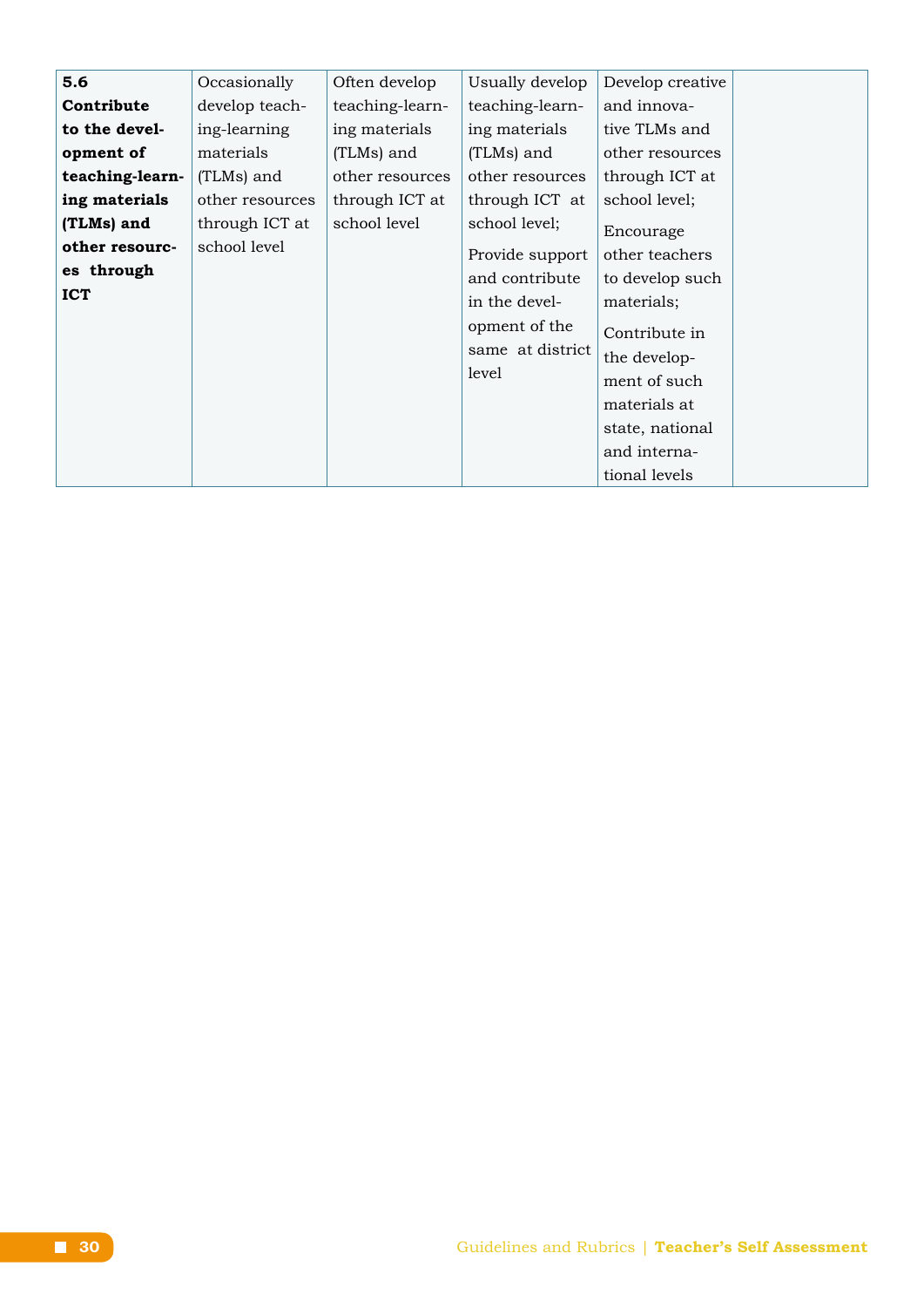| 5.6 **Contribute to the development of teaching-learning materials (TLMs) and other resources through ICT** | Occasionally develop teaching-learning materials (TLMs) and other resources through ICT at school level | Often develop teaching-learning materials (TLMs) and other resources through ICT at school level | Usually develop teaching-learning materials (TLMs) and other resources through ICT at school level; Provide support and contribute in the development of the same at district level | Develop creative and innovative TLMs and other resources through ICT at school level; Encourage other teachers to develop such materials; Contribute in the development of such materials at state, national and international levels | |
|---|---|---|---|---|---|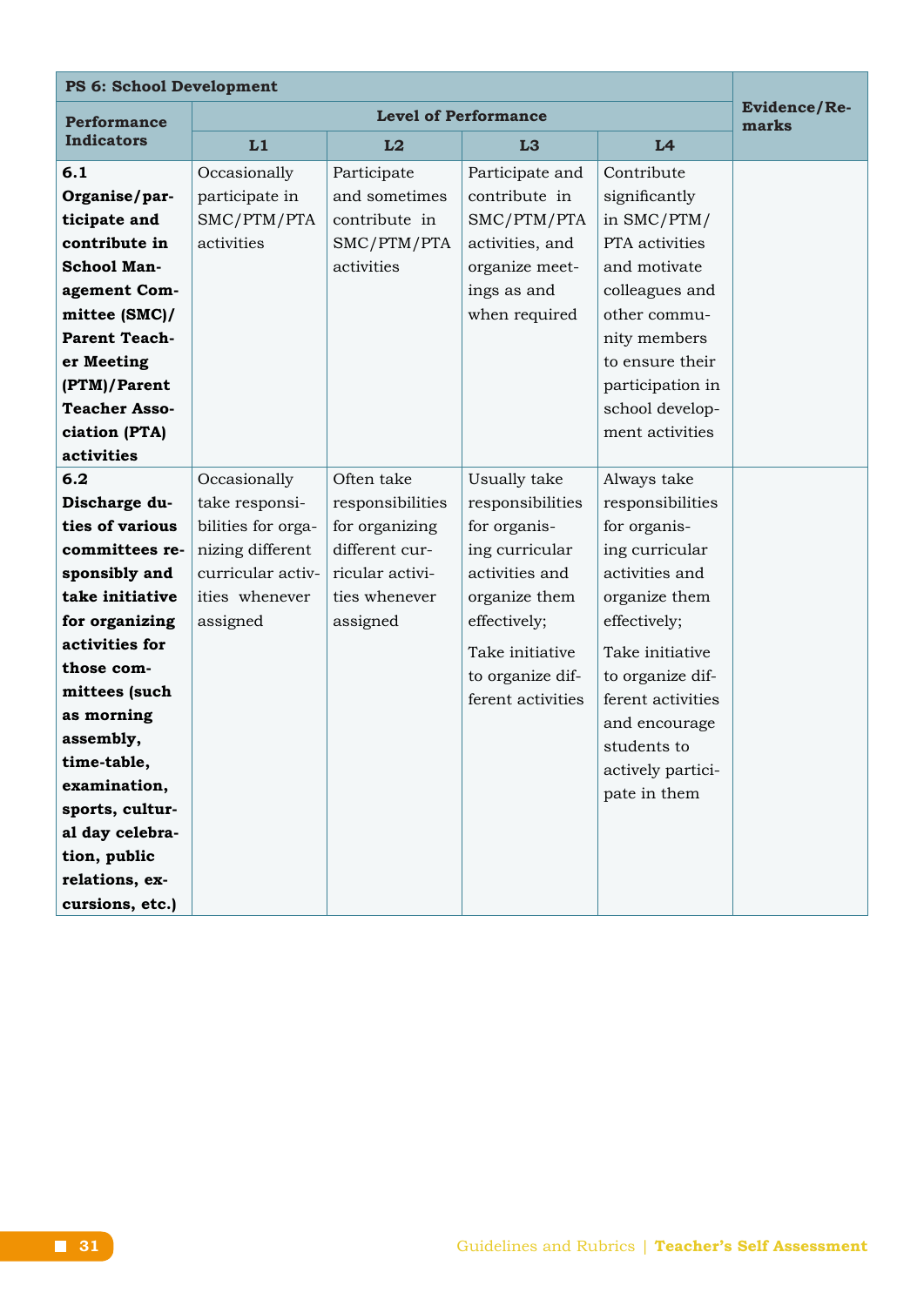| PS 6: School Development | | | | | |
|---|---|---|---|---|---|
| **Performance Indicators** | **Level of Performance** | | | | **Evidence/Remarks** |
| | **L1** | **L2** | **L3** | **L4** | |
| **6.1 Organise/participate and contribute in School Management Committee (SMC)/ Parent Teacher Meeting (PTM)/Parent Teacher Association (PTA) activities** | Occasionally participate in SMC/PTM/PTA activities | Participate and sometimes contribute in SMC/PTM/PTA activities | Participate and contribute in SMC/PTM/PTA activities, and organize meetings as and when required | Contribute significantly in SMC/PTM/ PTA activities and motivate colleagues and other community members to ensure their participation in school development activities | |
| **6.2 Discharge duties of various committees responsibly and take initiative for organizing activities for those committees (such as morning assembly, time-table, examination, sports, cultural day celebration, public relations, excursions, etc.)** | Occasionally take responsibilities for organizing different curricular activities whenever assigned | Often take responsibilities for organizing different curricular activities whenever assigned | Usually take responsibilities for organising curricular activities and organize them effectively; Take initiative to organize different activities | Always take responsibilities for organising curricular activities and organize them effectively; Take initiative to organize different activities and encourage students to actively participate in them | |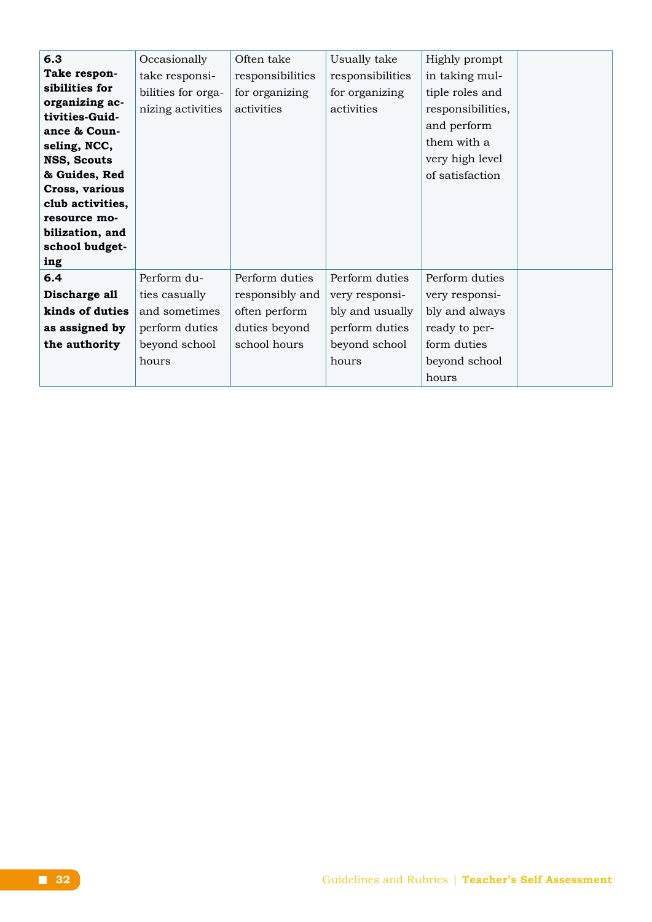| | | | | | |
|---|---|---|---|---|---|
| **6.3 Take responsibilities for organizing activities-Guidance & Counseling, NCC, NSS, Scouts & Guides, Red Cross, various club activities, resource mobilization, and school budgeting** | Occasionally take responsibilities for organizing activities | Often take responsibilities for organizing activities | Usually take responsibilities for organizing activities | Highly prompt in taking multiple roles and responsibilities, and perform them with a very high level of satisfaction | |
| **6.4 Discharge all kinds of duties as assigned by the authority** | Perform duties casually and sometimes perform duties beyond school hours | Perform duties responsibly and often perform duties beyond school hours | Perform duties very responsibly and usually perform duties beyond school hours | Perform duties very responsibly and always ready to perform duties beyond school hours | |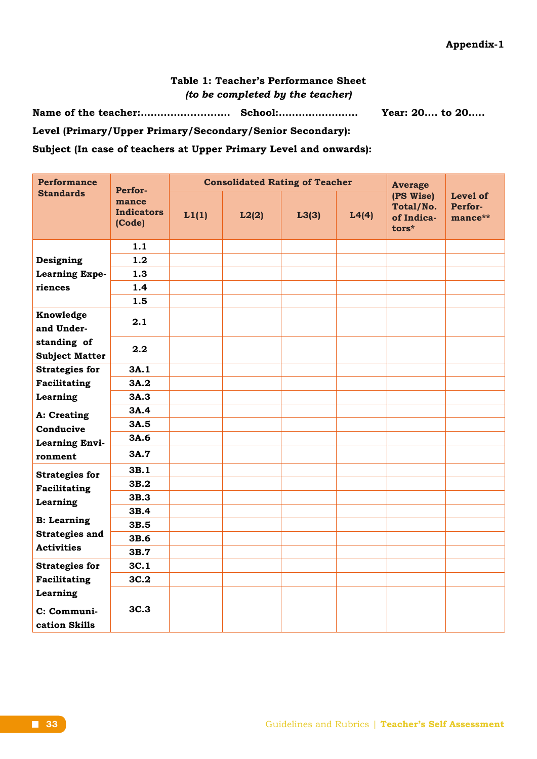**Appendix-1**

**Table 1: Teacher's Performance Sheet**
***(to be completed by the teacher)***

**Name of the teacher:........................... School:........................ Year: 20.... to 20.....**

**Level (Primary/Upper Primary/Secondary/Senior Secondary):**

**Subject (In case of teachers at Upper Primary Level and onwards):**

| Performance Standards | Performance Indicators (Code) | Consolidated Rating of Teacher | | | | Average (PS Wise) Total/No. of Indicators* | Level of Performance** |
|---|---|---|---|---|---|---|---|
| | | L1(1) | L2(2) | L3(3) | L4(4) | | |
| Designing Learning Experiences | 1.1 | | | | | | |
| | 1.2 | | | | | | |
| | 1.3 | | | | | | |
| | 1.4 | | | | | | |
| | 1.5 | | | | | | |
| Knowledge and Understanding of Subject Matter | 2.1 | | | | | | |
| | 2.2 | | | | | | |
| Strategies for Facilitating Learning A: Creating Conducive Learning Environment | 3A.1 | | | | | | |
| | 3A.2 | | | | | | |
| | 3A.3 | | | | | | |
| | 3A.4 | | | | | | |
| | 3A.5 | | | | | | |
| | 3A.6 | | | | | | |
| | 3A.7 | | | | | | |
| Strategies for Facilitating Learning B: Learning Strategies and Activities | 3B.1 | | | | | | |
| | 3B.2 | | | | | | |
| | 3B.3 | | | | | | |
| | 3B.4 | | | | | | |
| | 3B.5 | | | | | | |
| | 3B.6 | | | | | | |
| | 3B.7 | | | | | | |
| Strategies for Facilitating Learning C: Communication Skills | 3C.1 | | | | | | |
| | 3C.2 | | | | | | |
| | 3C.3 | | | | | | |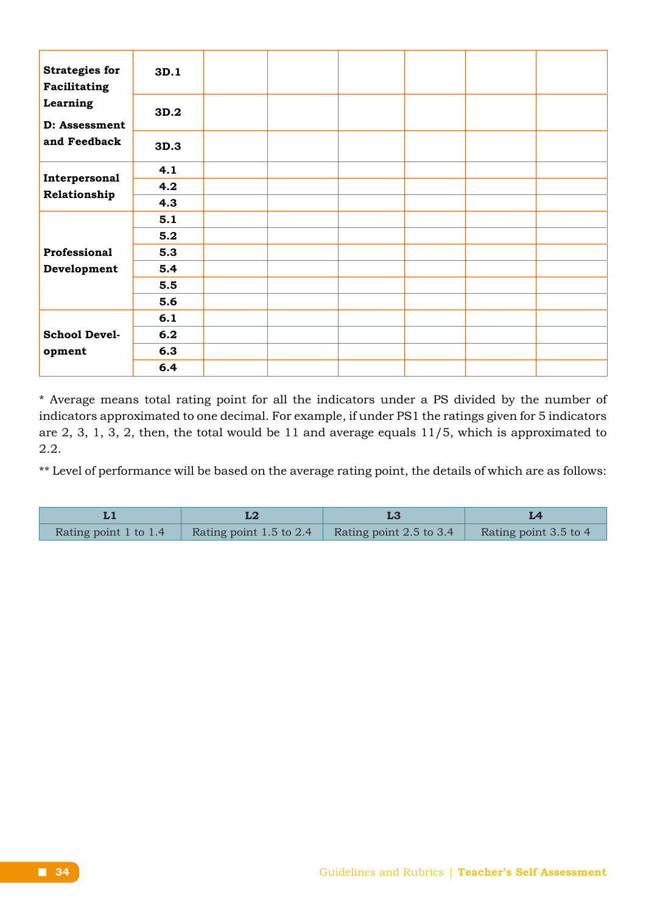| | | | | | | | |
|---|---|---|---|---|---|---|---|
| **Strategies for Facilitating Learning**<br>**D: Assessment and Feedback** | **3D.1** | | | | | | |
| | **3D.2** | | | | | | |
| | **3D.3** | | | | | | |
| **Interpersonal Relationship** | **4.1** | | | | | | |
| | **4.2** | | | | | | |
| | **4.3** | | | | | | |
| **Professional Development** | **5.1** | | | | | | |
| | **5.2** | | | | | | |
| | **5.3** | | | | | | |
| | **5.4** | | | | | | |
| | **5.5** | | | | | | |
| | **5.6** | | | | | | |
| **School Development** | **6.1** | | | | | | |
| | **6.2** | | | | | | |
| | **6.3** | | | | | | |
| | **6.4** | | | | | | |

* Average means total rating point for all the indicators under a PS divided by the number of indicators approximated to one decimal. For example, if under PS1 the ratings given for 5 indicators are 2, 3, 1, 3, 2, then, the total would be 11 and average equals 11/5, which is approximated to 2.2.

** Level of performance will be based on the average rating point, the details of which are as follows:

| L1 | L2 | L3 | L4 |
|---|---|---|---|
| Rating point 1 to 1.4 | Rating point 1.5 to 2.4 | Rating point 2.5 to 3.4 | Rating point 3.5 to 4 |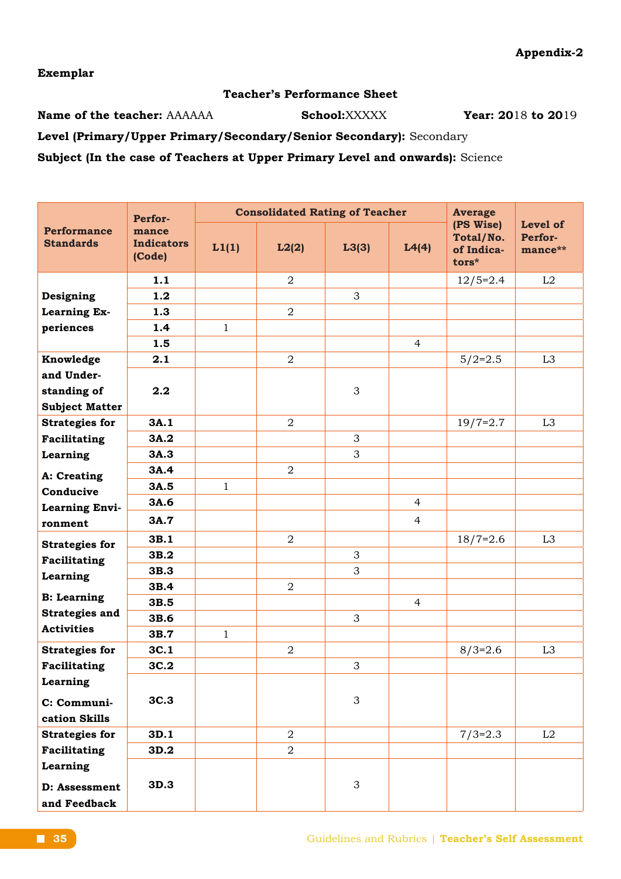**Appendix-2**

**Exemplar**

**Teacher's Performance Sheet**

**Name of the teacher:** AAAAAA **School:**XXXXX **Year: 20**18 **to 20**19

**Level (Primary/Upper Primary/Secondary/Senior Secondary):** Secondary

**Subject (In the case of Teachers at Upper Primary Level and onwards):** Science

| Performance Standards | Performance Indicators (Code) | Consolidated Rating of Teacher | | | | Average (PS Wise) Total/No. of Indicators* | Level of Performance** |
|---|---|---|---|---|---|---|---|
| | | L1(1) | L2(2) | L3(3) | L4(4) | | |
| Designing Learning Experiences | 1.1 | | 2 | | | 12/5=2.4 | L2 |
| | 1.2 | | | 3 | | | |
| | 1.3 | | 2 | | | | |
| | 1.4 | 1 | | | | | |
| | 1.5 | | | | 4 | | |
| Knowledge and Understanding of Subject Matter | 2.1 | | 2 | | | 5/2=2.5 | L3 |
| | 2.2 | | | 3 | | | |
| Strategies for Facilitating Learning A: Creating Conducive Learning Environment | 3A.1 | | 2 | | | 19/7=2.7 | L3 |
| | 3A.2 | | | 3 | | | |
| | 3A.3 | | | 3 | | | |
| | 3A.4 | | 2 | | | | |
| | 3A.5 | 1 | | | | | |
| | 3A.6 | | | | 4 | | |
| | 3A.7 | | | | 4 | | |
| Strategies for Facilitating Learning B: Learning Strategies and Activities | 3B.1 | | 2 | | | 18/7=2.6 | L3 |
| | 3B.2 | | | 3 | | | |
| | 3B.3 | | | 3 | | | |
| | 3B.4 | | 2 | | | | |
| | 3B.5 | | | | 4 | | |
| | 3B.6 | | | 3 | | | |
| | 3B.7 | 1 | | | | | |
| Strategies for Facilitating Learning C: Communication Skills | 3C.1 | | 2 | | | 8/3=2.6 | L3 |
| | 3C.2 | | | 3 | | | |
| | 3C.3 | | | 3 | | | |
| Strategies for Facilitating Learning D: Assessment and Feedback | 3D.1 | | 2 | | | 7/3=2.3 | L2 |
| | 3D.2 | | 2 | | | | |
| | 3D.3 | | | 3 | | | |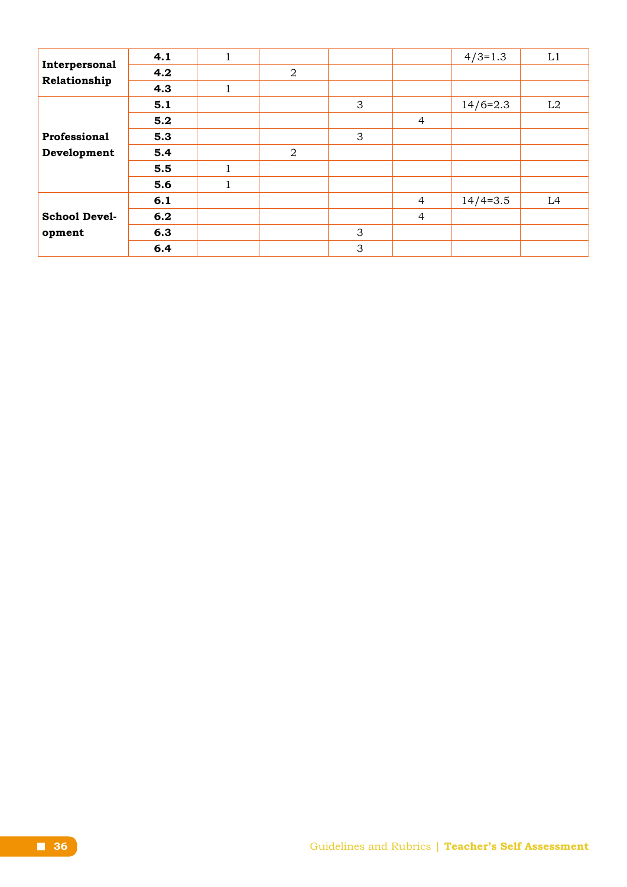| | | | | | | | |
|---|---|---|---|---|---|---|---|
| **Interpersonal Relationship** | **4.1** | 1 | | | | 4/3=1.3 | L1 |
| | **4.2** | | 2 | | | | |
| | **4.3** | 1 | | | | | |
| **Professional Development** | **5.1** | | | 3 | | 14/6=2.3 | L2 |
| | **5.2** | | | | 4 | | |
| | **5.3** | | | 3 | | | |
| | **5.4** | | 2 | | | | |
| | **5.5** | 1 | | | | | |
| | **5.6** | 1 | | | | | |
| **School Development** | **6.1** | | | | 4 | 14/4=3.5 | L4 |
| | **6.2** | | | | 4 | | |
| | **6.3** | | | 3 | | | |
| | **6.4** | | | 3 | | | |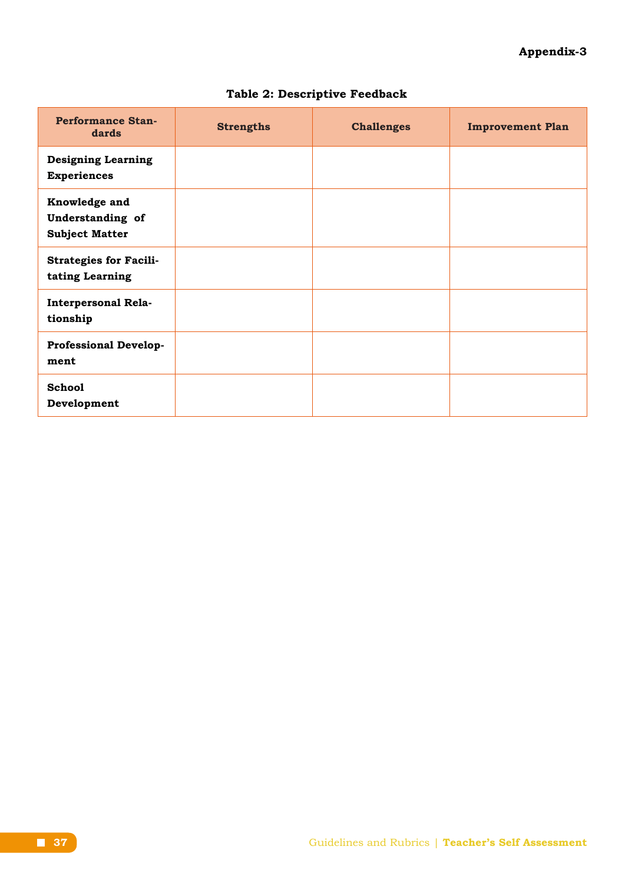**Appendix-3**

**Table 2: Descriptive Feedback**

| Performance Standards | Strengths | Challenges | Improvement Plan |
|---|---|---|---|
| **Designing Learning Experiences** | | | |
| **Knowledge and Understanding of Subject Matter** | | | |
| **Strategies for Facilitating Learning** | | | |
| **Interpersonal Relationship** | | | |
| **Professional Development** | | | |
| **School Development** | | | |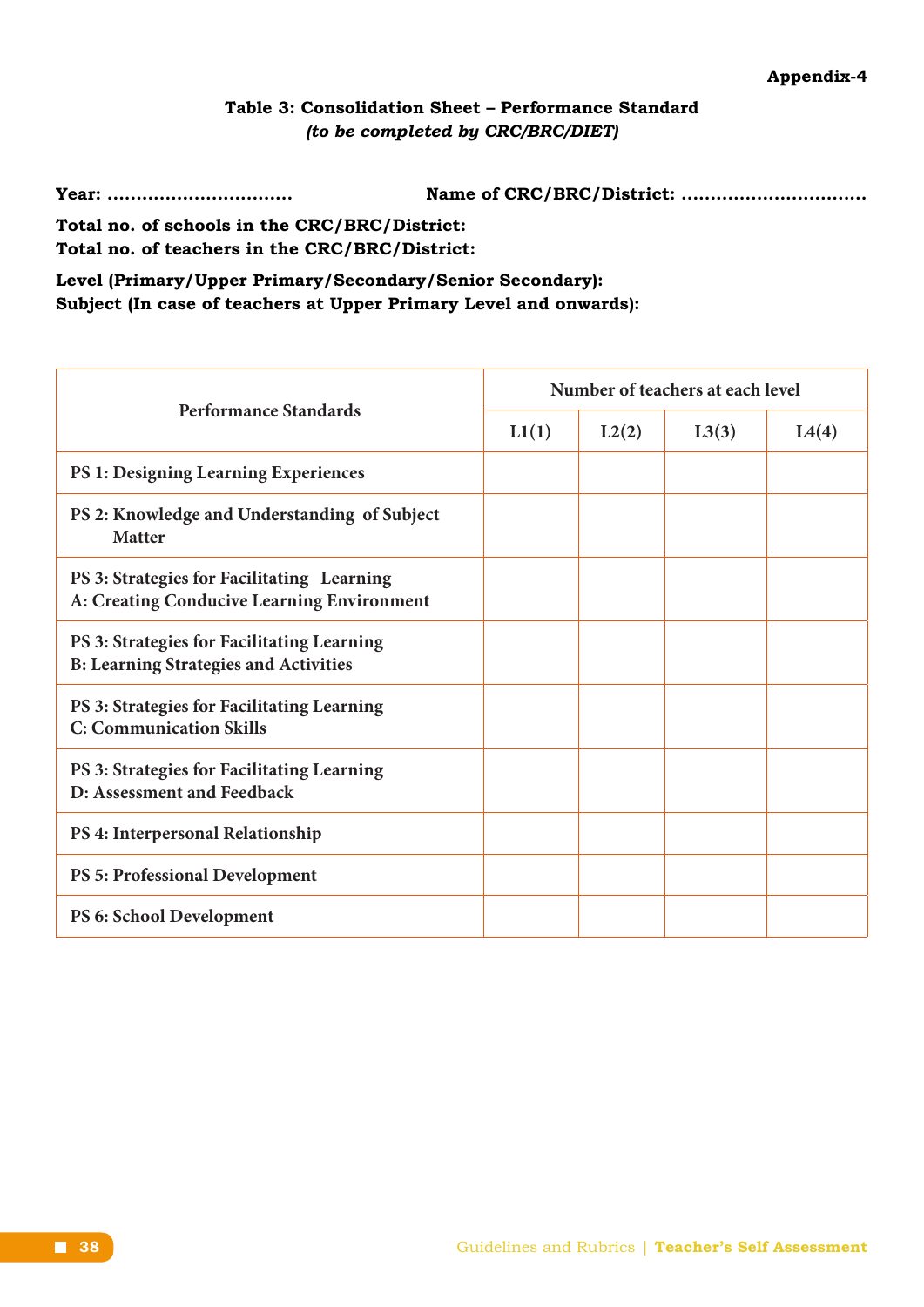Appendix-4

**Table 3: Consolidation Sheet – Performance Standard**
*(to be completed by CRC/BRC/DIET)*

**Year: ...............................** **Name of CRC/BRC/District: ...............................**

**Total no. of schools in the CRC/BRC/District:**
**Total no. of teachers in the CRC/BRC/District:**

**Level (Primary/Upper Primary/Secondary/Senior Secondary):**
**Subject (In case of teachers at Upper Primary Level and onwards):**

| Performance Standards | Number of teachers at each level | | | |
|---|---|---|---|---|
| | L1(1) | L2(2) | L3(3) | L4(4) |
| PS 1: Designing Learning Experiences | | | | |
| PS 2: Knowledge and Understanding of Subject Matter | | | | |
| PS 3: Strategies for Facilitating Learning A: Creating Conducive Learning Environment | | | | |
| PS 3: Strategies for Facilitating Learning B: Learning Strategies and Activities | | | | |
| PS 3: Strategies for Facilitating Learning C: Communication Skills | | | | |
| PS 3: Strategies for Facilitating Learning D: Assessment and Feedback | | | | |
| PS 4: Interpersonal Relationship | | | | |
| PS 5: Professional Development | | | | |
| PS 6: School Development | | | | |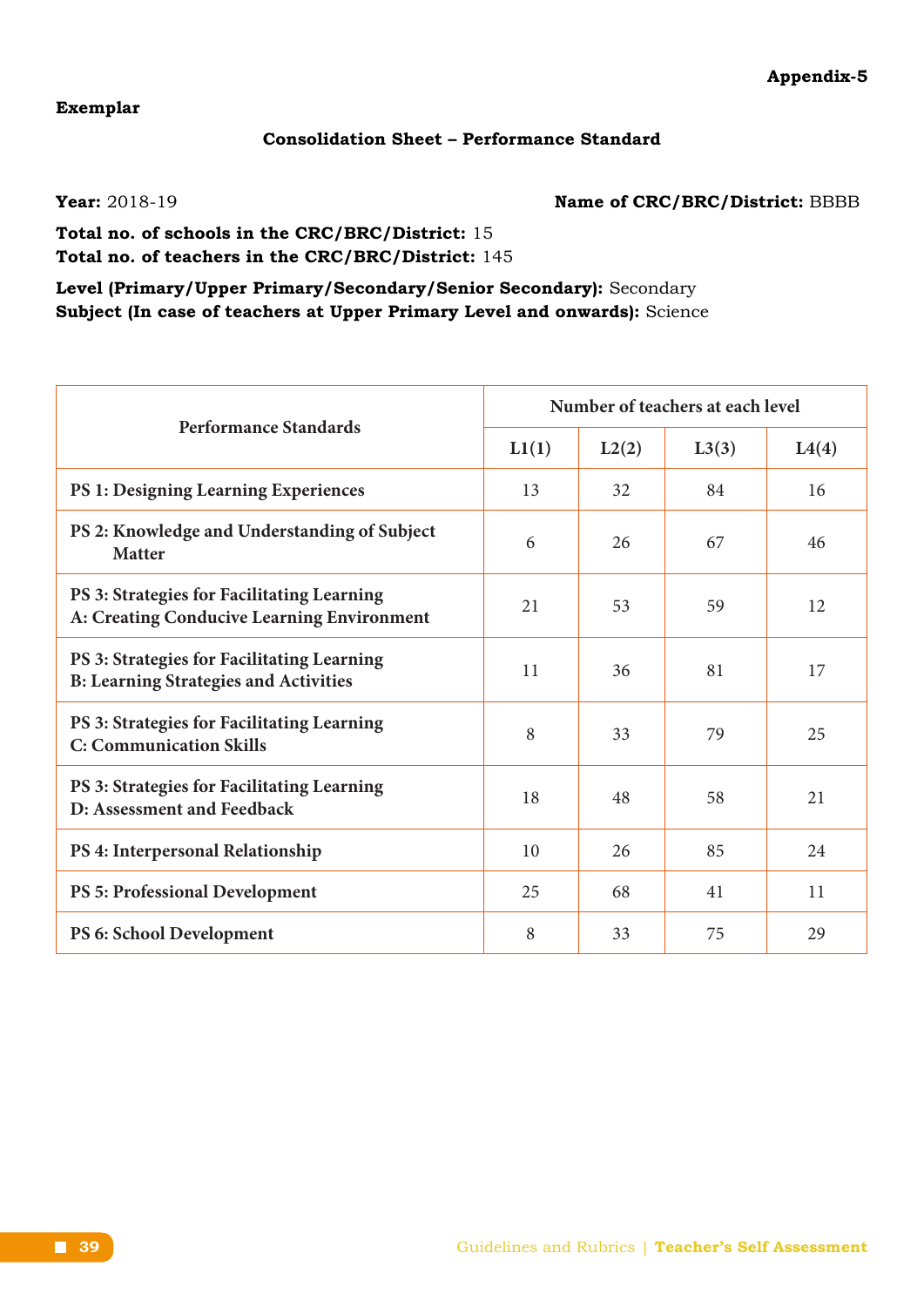**Appendix-5**

**Exemplar**

**Consolidation Sheet – Performance Standard**

**Year:** 2018-19

**Name of CRC/BRC/District:** BBBB

**Total no. of schools in the CRC/BRC/District:** 15

**Total no. of teachers in the CRC/BRC/District:** 145

**Level (Primary/Upper Primary/Secondary/Senior Secondary):** Secondary

**Subject (In case of teachers at Upper Primary Level and onwards):** Science

| Performance Standards | Number of teachers at each level | | | |
|---|---|---|---|---|
| | L1(1) | L2(2) | L3(3) | L4(4) |
| **PS 1: Designing Learning Experiences** | 13 | 32 | 84 | 16 |
| **PS 2: Knowledge and Understanding of Subject Matter** | 6 | 26 | 67 | 46 |
| **PS 3: Strategies for Facilitating Learning A: Creating Conducive Learning Environment** | 21 | 53 | 59 | 12 |
| **PS 3: Strategies for Facilitating Learning B: Learning Strategies and Activities** | 11 | 36 | 81 | 17 |
| **PS 3: Strategies for Facilitating Learning C: Communication Skills** | 8 | 33 | 79 | 25 |
| **PS 3: Strategies for Facilitating Learning D: Assessment and Feedback** | 18 | 48 | 58 | 21 |
| **PS 4: Interpersonal Relationship** | 10 | 26 | 85 | 24 |
| **PS 5: Professional Development** | 25 | 68 | 41 | 11 |
| **PS 6: School Development** | 8 | 33 | 75 | 29 |